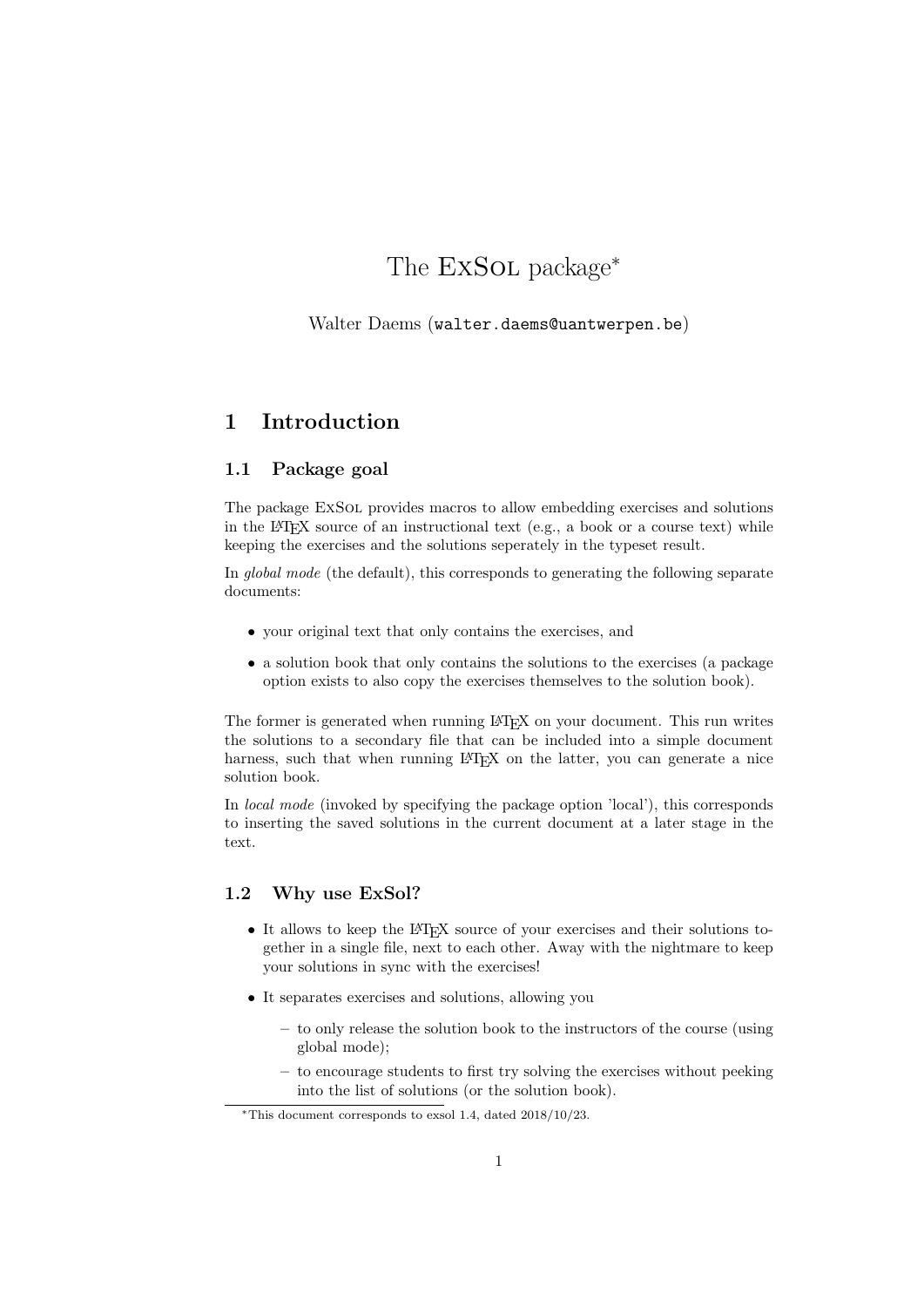# The ExSol package*

Walter Daems (walter.daems@uantwerpen.be)

## 1 Introduction

### 1.1 Package goal

The package ExSol provides macros to allow embedding exercises and solutions in the LaTeX source of an instructional text (e.g., a book or a course text) while keeping the exercises and the solutions seperately in the typeset result.

In *global mode* (the default), this corresponds to generating the following separate documents:

- your original text that only contains the exercises, and
- a solution book that only contains the solutions to the exercises (a package option exists to also copy the exercises themselves to the solution book).

The former is generated when running LaTeX on your document. This run writes the solutions to a secondary file that can be included into a simple document harness, such that when running LaTeX on the latter, you can generate a nice solution book.

In *local mode* (invoked by specifying the package option 'local'), this corresponds to inserting the saved solutions in the current document at a later stage in the text.

### 1.2 Why use ExSol?

- It allows to keep the LaTeX source of your exercises and their solutions together in a single file, next to each other. Away with the nightmare to keep your solutions in sync with the exercises!
- It separates exercises and solutions, allowing you
  - to only release the solution book to the instructors of the course (using global mode);
  - to encourage students to first try solving the exercises without peeking into the list of solutions (or the solution book).

*This document corresponds to exsol 1.4, dated 2018/10/23.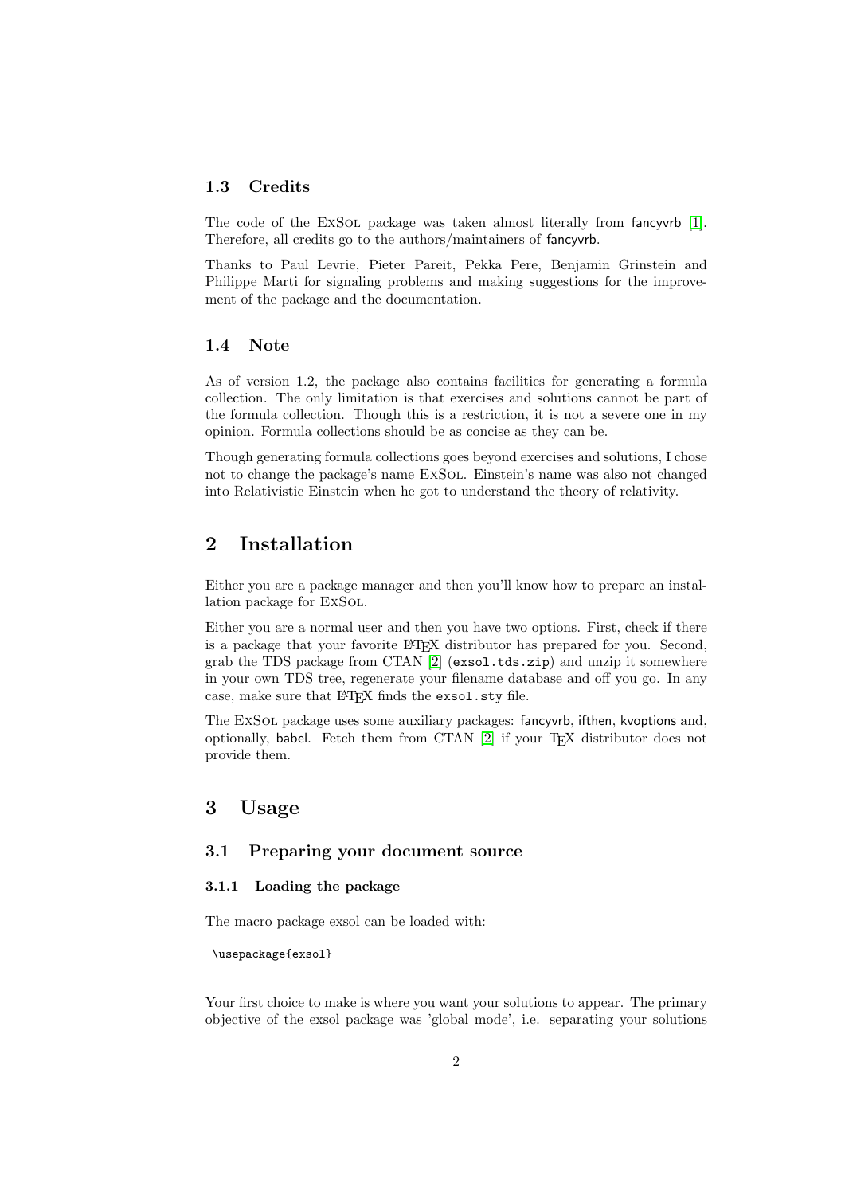### 1.3 Credits

The code of the ExSol package was taken almost literally from fancyvrb [1]. Therefore, all credits go to the authors/maintainers of fancyvrb.

Thanks to Paul Levrie, Pieter Pareit, Pekka Pere, Benjamin Grinstein and Philippe Marti for signaling problems and making suggestions for the improvement of the package and the documentation.

### 1.4 Note

As of version 1.2, the package also contains facilities for generating a formula collection. The only limitation is that exercises and solutions cannot be part of the formula collection. Though this is a restriction, it is not a severe one in my opinion. Formula collections should be as concise as they can be.

Though generating formula collections goes beyond exercises and solutions, I chose not to change the package's name ExSol. Einstein's name was also not changed into Relativistic Einstein when he got to understand the theory of relativity.

## 2 Installation

Either you are a package manager and then you'll know how to prepare an installation package for ExSol.

Either you are a normal user and then you have two options. First, check if there is a package that your favorite LaTeX distributor has prepared for you. Second, grab the TDS package from CTAN [2] (`exsol.tds.zip`) and unzip it somewhere in your own TDS tree, regenerate your filename database and off you go. In any case, make sure that LaTeX finds the `exsol.sty` file.

The ExSol package uses some auxiliary packages: fancyvrb, ifthen, kvoptions and, optionally, babel. Fetch them from CTAN [2] if your TeX distributor does not provide them.

## 3 Usage

### 3.1 Preparing your document source

#### 3.1.1 Loading the package

The macro package exsol can be loaded with:

```
\usepackage{exsol}
```

Your first choice to make is where you want your solutions to appear. The primary objective of the exsol package was 'global mode', i.e. separating your solutions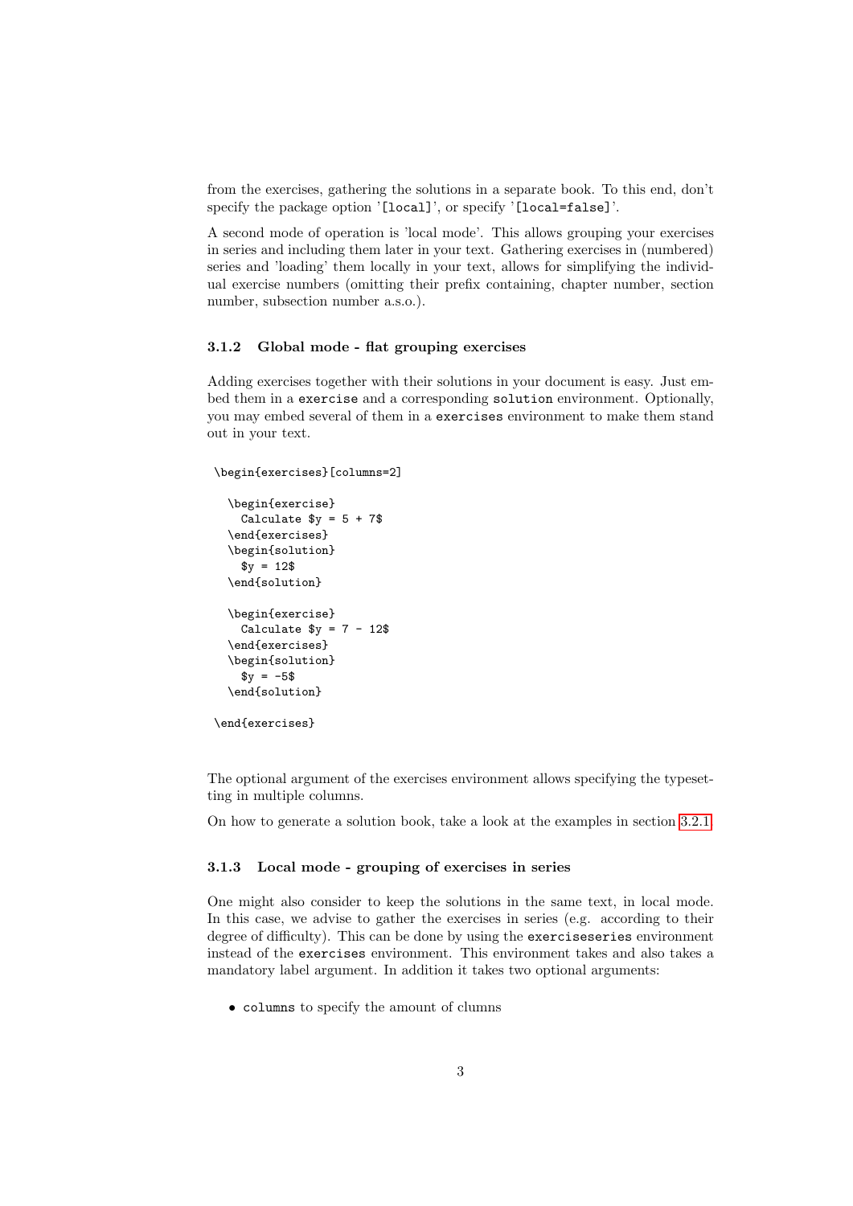from the exercises, gathering the solutions in a separate book. To this end, don't specify the package option '`[local]`', or specify '`[local=false]`'.

A second mode of operation is 'local mode'. This allows grouping your exercises in series and including them later in your text. Gathering exercises in (numbered) series and 'loading' them locally in your text, allows for simplifying the individual exercise numbers (omitting their prefix containing, chapter number, section number, subsection number a.s.o.).

### 3.1.2 Global mode - flat grouping exercises

Adding exercises together with their solutions in your document is easy. Just embed them in a `exercise` and a corresponding `solution` environment. Optionally, you may embed several of them in a `exercises` environment to make them stand out in your text.

```
\begin{exercises}[columns=2]

  \begin{exercise}
    Calculate $y = 5 + 7$
  \end{exercises}
  \begin{solution}
    $y = 12$
  \end{solution}

  \begin{exercise}
    Calculate $y = 7 - 12$
  \end{exercises}
  \begin{solution}
    $y = -5$
  \end{solution}

\end{exercises}
```

The optional argument of the exercises environment allows specifying the typesetting in multiple columns.

On how to generate a solution book, take a look at the examples in section 3.2.1.

### 3.1.3 Local mode - grouping of exercises in series

One might also consider to keep the solutions in the same text, in local mode. In this case, we advise to gather the exercises in series (e.g. according to their degree of difficulty). This can be done by using the `exerciseseries` environment instead of the `exercises` environment. This environment takes and also takes a mandatory label argument. In addition it takes two optional arguments:

- `columns` to specify the amount of clumns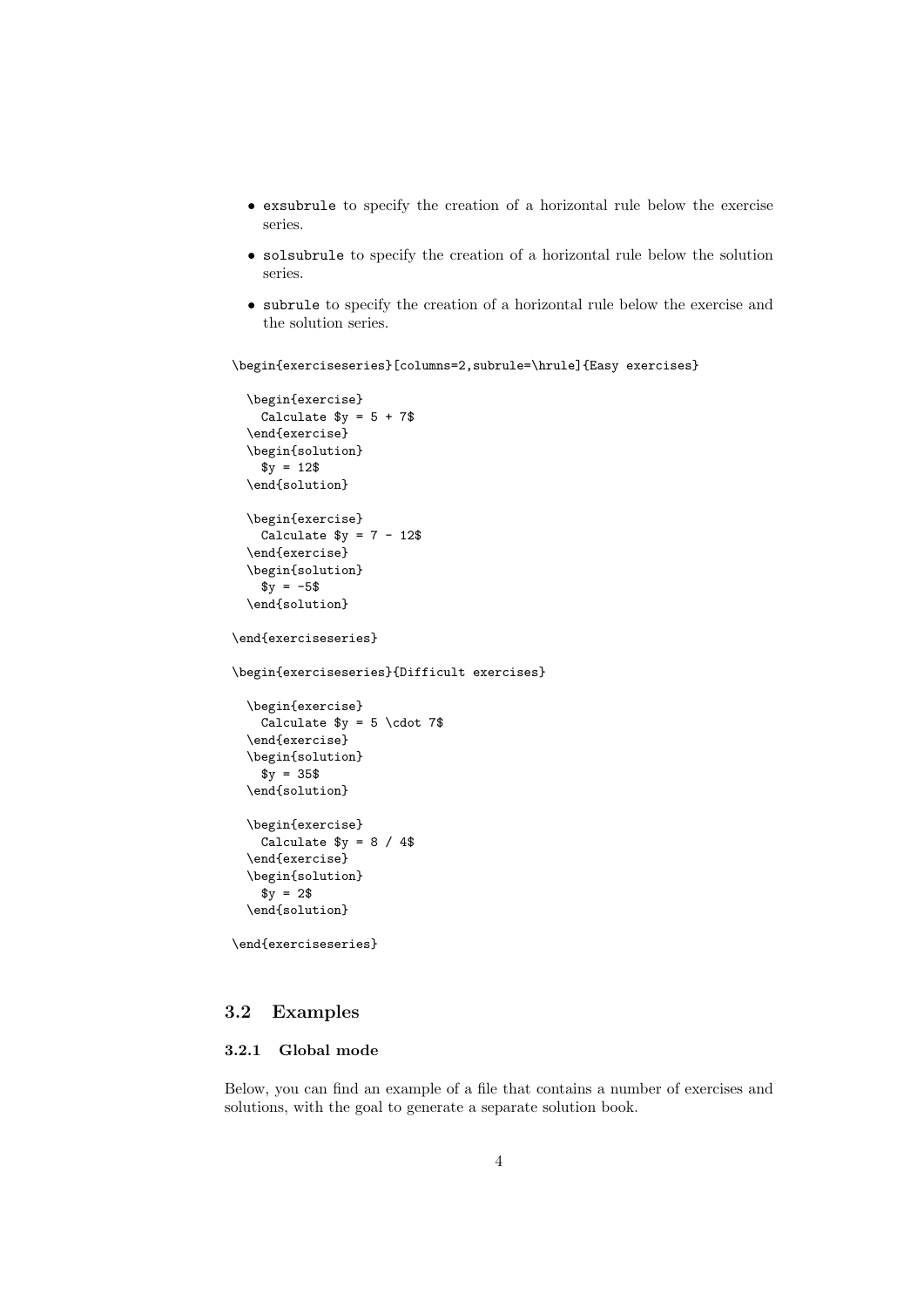- `exsubrule` to specify the creation of a horizontal rule below the exercise series.
- `solsubrule` to specify the creation of a horizontal rule below the solution series.
- `subrule` to specify the creation of a horizontal rule below the exercise and the solution series.

```
\begin{exerciseseries}[columns=2,subrule=\hrule]{Easy exercises}

  \begin{exercise}
    Calculate $y = 5 + 7$
  \end{exercise}
  \begin{solution}
    $y = 12$
  \end{solution}

  \begin{exercise}
    Calculate $y = 7 - 12$
  \end{exercise}
  \begin{solution}
    $y = -5$
  \end{solution}

\end{exerciseseries}

\begin{exerciseseries}{Difficult exercises}

  \begin{exercise}
    Calculate $y = 5 \cdot 7$
  \end{exercise}
  \begin{solution}
    $y = 35$
  \end{solution}

  \begin{exercise}
    Calculate $y = 8 / 4$
  \end{exercise}
  \begin{solution}
    $y = 2$
  \end{solution}

\end{exerciseseries}
```

## 3.2 Examples

### 3.2.1 Global mode

Below, you can find an example of a file that contains a number of exercises and solutions, with the goal to generate a separate solution book.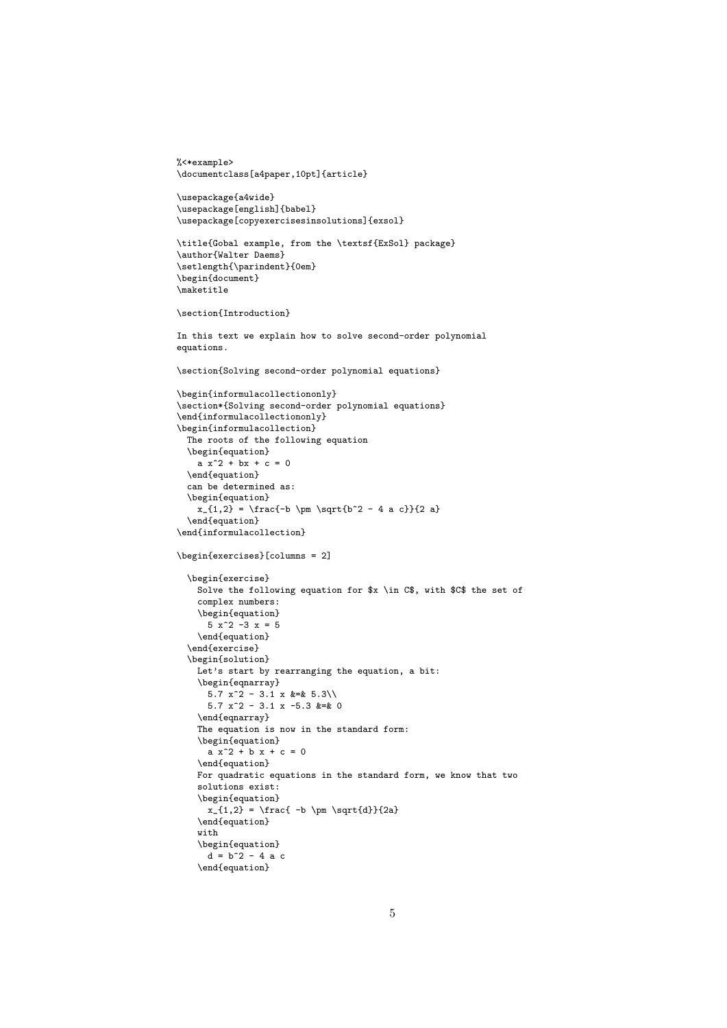```
%<*example>
\documentclass[a4paper,10pt]{article}

\usepackage{a4wide}
\usepackage[english]{babel}
\usepackage[copyexercisesinsolutions]{exsol}

\title{Gobal example, from the \textsf{ExSol} package}
\author{Walter Daems}
\setlength{\parindent}{0em}
\begin{document}
\maketitle

\section{Introduction}

In this text we explain how to solve second-order polynomial
equations.

\section{Solving second-order polynomial equations}

\begin{informulacollectiononly}
\section*{Solving second-order polynomial equations}
\end{informulacollectiononly}
\begin{informulacollection}
  The roots of the following equation
  \begin{equation}
    a x^2 + bx + c = 0
  \end{equation}
  can be determined as:
  \begin{equation}
    x_{1,2} = \frac{-b \pm \sqrt{b^2 - 4 a c}}{2 a}
  \end{equation}
\end{informulacollection}

\begin{exercises}[columns = 2]

  \begin{exercise}
    Solve the following equation for $x \in C$, with $C$ the set of
    complex numbers:
    \begin{equation}
      5 x^2 -3 x = 5
    \end{equation}
  \end{exercise}
  \begin{solution}
    Let's start by rearranging the equation, a bit:
    \begin{eqnarray}
      5.7 x^2 - 3.1 x &=& 5.3\\
      5.7 x^2 - 3.1 x -5.3 &=& 0
    \end{eqnarray}
    The equation is now in the standard form:
    \begin{equation}
      a x^2 + b x + c = 0
    \end{equation}
    For quadratic equations in the standard form, we know that two
    solutions exist:
    \begin{equation}
      x_{1,2} = \frac{ -b \pm \sqrt{d}}{2a}
    \end{equation}
    with
    \begin{equation}
      d = b^2 - 4 a c
    \end{equation}
```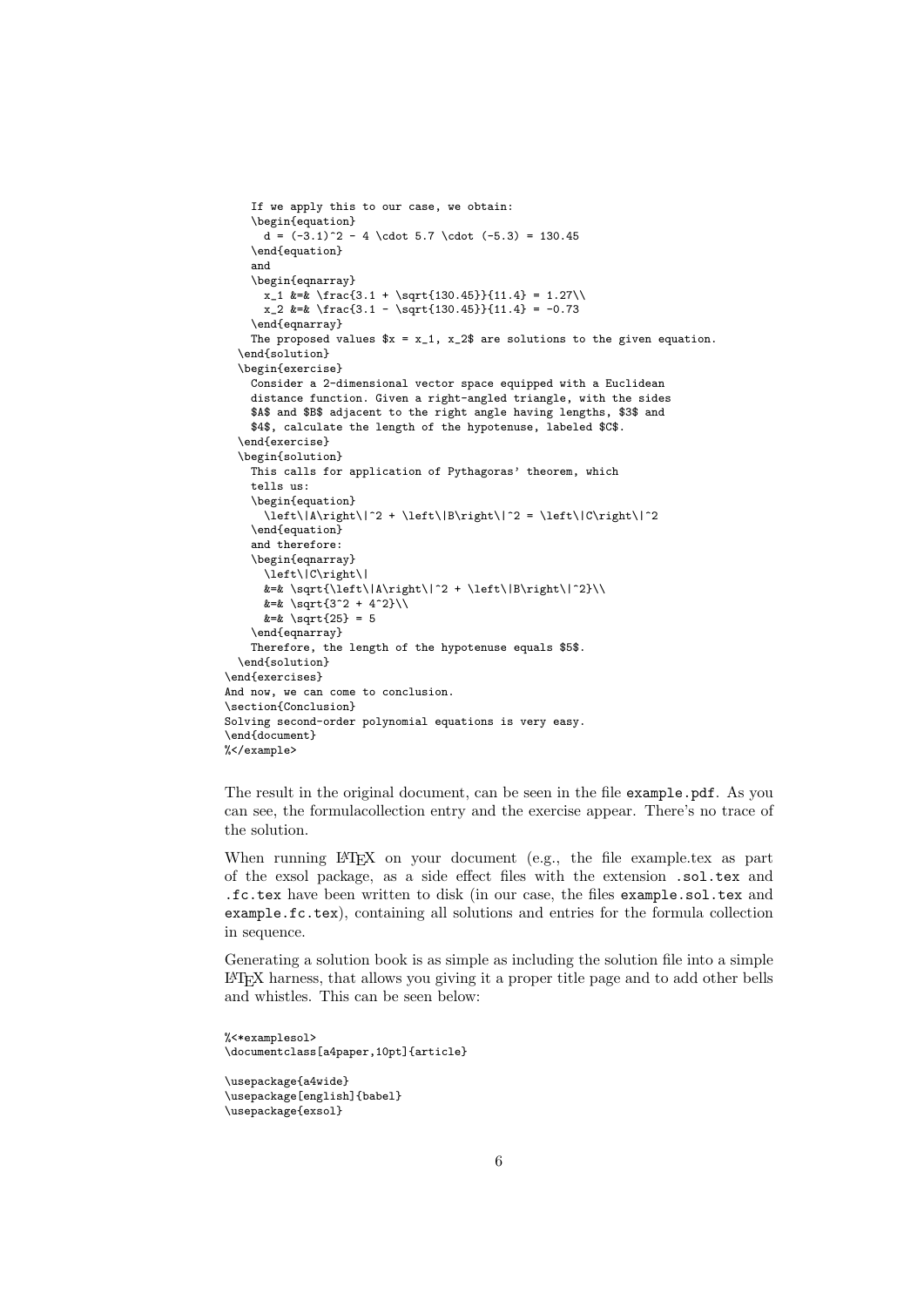```
    If we apply this to our case, we obtain:
    \begin{equation}
      d = (-3.1)^2 - 4 \cdot 5.7 \cdot (-5.3) = 130.45
    \end{equation}
    and
    \begin{eqnarray}
      x_1 &=& \frac{3.1 + \sqrt{130.45}}{11.4} = 1.27\\
      x_2 &=& \frac{3.1 - \sqrt{130.45}}{11.4} = -0.73
    \end{eqnarray}
    The proposed values $x = x_1, x_2$ are solutions to the given equation.
  \end{solution}
  \begin{exercise}
    Consider a 2-dimensional vector space equipped with a Euclidean
    distance function. Given a right-angled triangle, with the sides
    $A$ and $B$ adjacent to the right angle having lengths, $3$ and
    $4$, calculate the length of the hypotenuse, labeled $C$.
  \end{exercise}
  \begin{solution}
    This calls for application of Pythagoras' theorem, which
    tells us:
    \begin{equation}
      \left\|A\right\|^2 + \left\|B\right\|^2 = \left\|C\right\|^2
    \end{equation}
    and therefore:
    \begin{eqnarray}
      \left\|C\right\|
      &=& \sqrt{\left\|A\right\|^2 + \left\|B\right\|^2}\\
      &=& \sqrt{3^2 + 4^2}\\
      &=& \sqrt{25} = 5
    \end{eqnarray}
    Therefore, the length of the hypotenuse equals $5$.
  \end{solution}
\end{exercises}
And now, we can come to conclusion.
\section{Conclusion}
Solving second-order polynomial equations is very easy.
\end{document}
%</example>
```

The result in the original document, can be seen in the file `example.pdf`. As you can see, the formulacollection entry and the exercise appear. There's no trace of the solution.

When running LaTeX on your document (e.g., the file example.tex as part of the exsol package, as a side effect files with the extension `.sol.tex` and `.fc.tex` have been written to disk (in our case, the files `example.sol.tex` and `example.fc.tex`), containing all solutions and entries for the formula collection in sequence.

Generating a solution book is as simple as including the solution file into a simple LaTeX harness, that allows you giving it a proper title page and to add other bells and whistles. This can be seen below:

```
%<*examplesol>
\documentclass[a4paper,10pt]{article}

\usepackage{a4wide}
\usepackage[english]{babel}
\usepackage{exsol}
```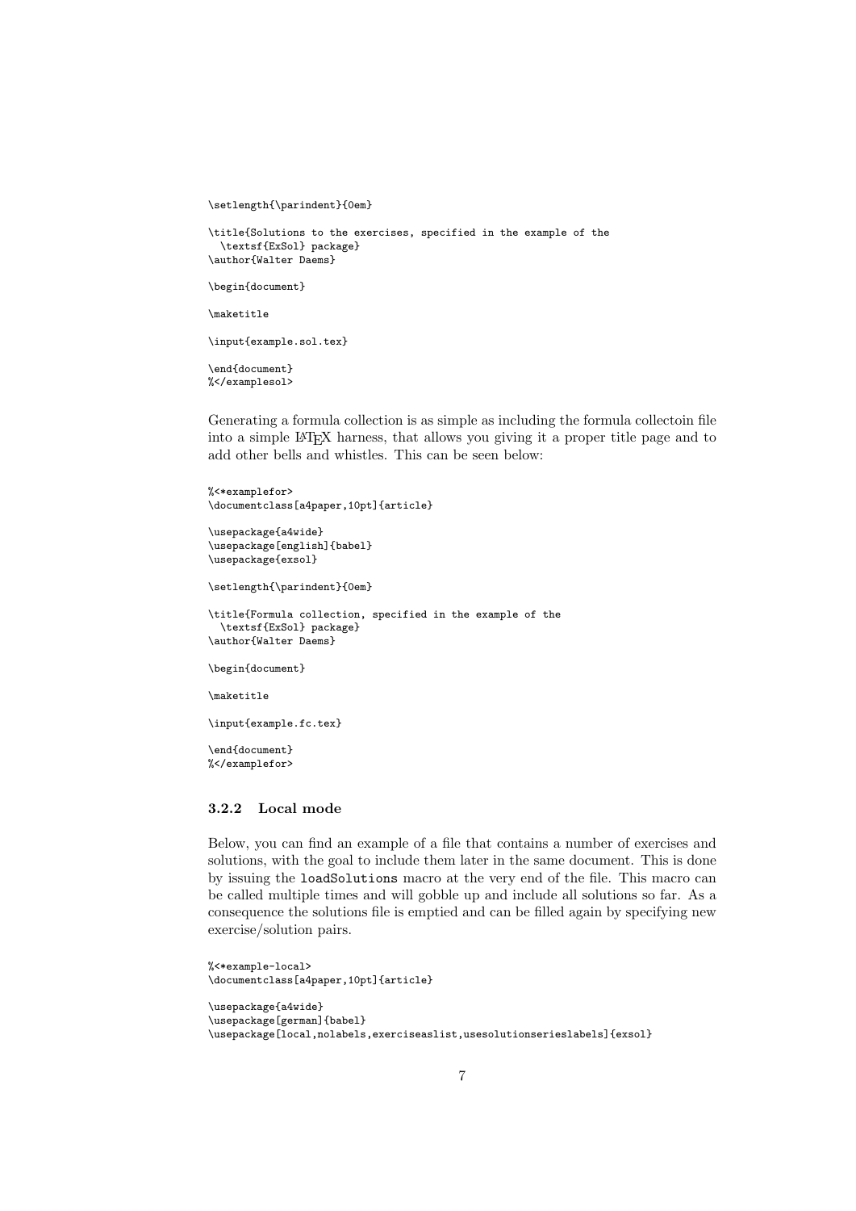```
\setlength{\parindent}{0em}

\title{Solutions to the exercises, specified in the example of the
  \textsf{ExSol} package}
\author{Walter Daems}

\begin{document}

\maketitle

\input{example.sol.tex}

\end{document}
%</examplesol>
```

Generating a formula collection is as simple as including the formula collectoin file into a simple LaTeX harness, that allows you giving it a proper title page and to add other bells and whistles. This can be seen below:

```
%<*examplefor>
\documentclass[a4paper,10pt]{article}

\usepackage{a4wide}
\usepackage[english]{babel}
\usepackage{exsol}

\setlength{\parindent}{0em}

\title{Formula collection, specified in the example of the
  \textsf{ExSol} package}
\author{Walter Daems}

\begin{document}

\maketitle

\input{example.fc.tex}

\end{document}
%</examplefor>
```

### 3.2.2 Local mode

Below, you can find an example of a file that contains a number of exercises and solutions, with the goal to include them later in the same document. This is done by issuing the `loadSolutions` macro at the very end of the file. This macro can be called multiple times and will gobble up and include all solutions so far. As a consequence the solutions file is emptied and can be filled again by specifying new exercise/solution pairs.

```
%<*example-local>
\documentclass[a4paper,10pt]{article}

\usepackage{a4wide}
\usepackage[german]{babel}
\usepackage[local,nolabels,exerciseaslist,usesolutionserieslabels]{exsol}
```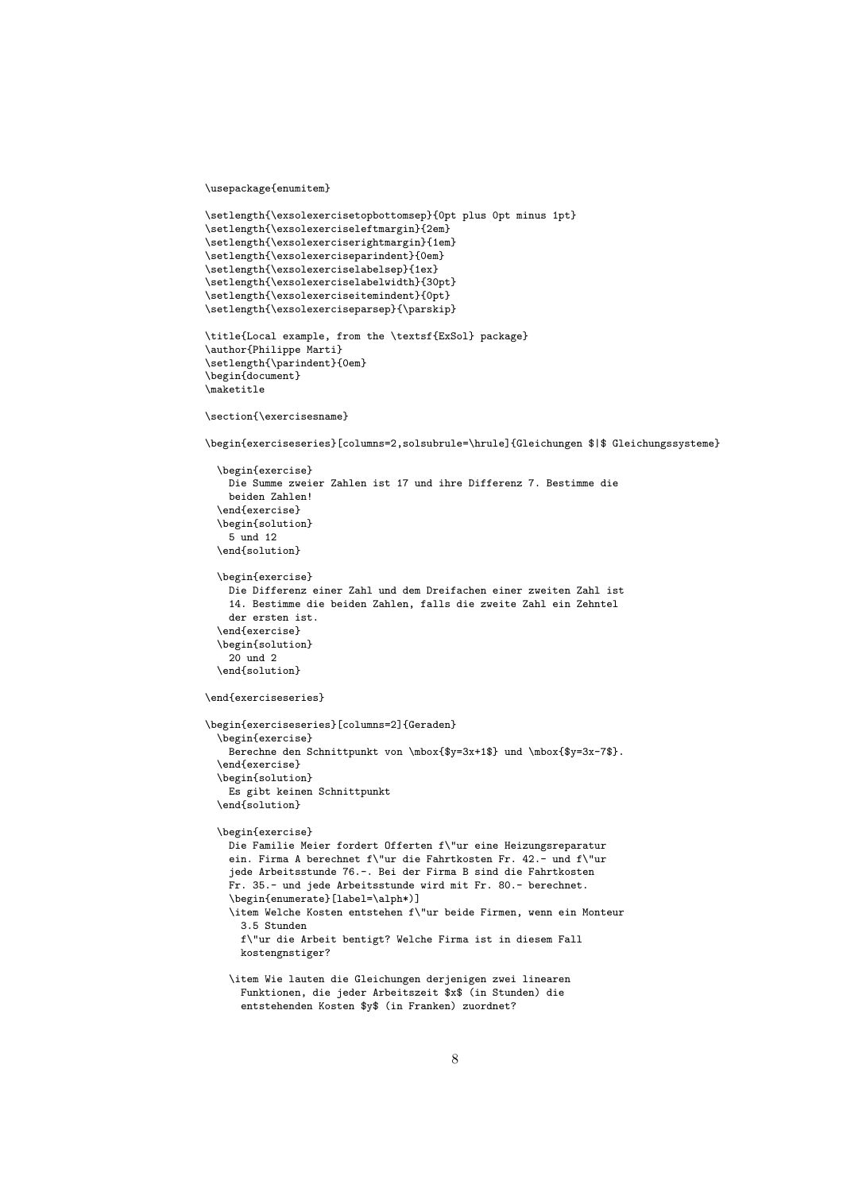```
\usepackage{enumitem}

\setlength{\exsolexercisetopbottomsep}{0pt plus 0pt minus 1pt}
\setlength{\exsolexerciseleftmargin}{2em}
\setlength{\exsolexerciserightmargin}{1em}
\setlength{\exsolexerciseparindent}{0em}
\setlength{\exsolexerciselabelsep}{1ex}
\setlength{\exsolexerciselabelwidth}{30pt}
\setlength{\exsolexerciseitemindent}{0pt}
\setlength{\exsolexerciseparsep}{\parskip}

\title{Local example, from the \textsf{ExSol} package}
\author{Philippe Marti}
\setlength{\parindent}{0em}
\begin{document}
\maketitle

\section{\exercisesname}

\begin{exerciseseries}[columns=2,solsubrule=\hrule]{Gleichungen $|$ Gleichungssysteme}

  \begin{exercise}
    Die Summe zweier Zahlen ist 17 und ihre Differenz 7. Bestimme die
    beiden Zahlen!
  \end{exercise}
  \begin{solution}
    5 und 12
  \end{solution}

  \begin{exercise}
    Die Differenz einer Zahl und dem Dreifachen einer zweiten Zahl ist
    14. Bestimme die beiden Zahlen, falls die zweite Zahl ein Zehntel
    der ersten ist.
  \end{exercise}
  \begin{solution}
    20 und 2
  \end{solution}

\end{exerciseseries}

\begin{exerciseseries}[columns=2]{Geraden}
  \begin{exercise}
    Berechne den Schnittpunkt von \mbox{$y=3x+1$} und \mbox{$y=3x-7$}.
  \end{exercise}
  \begin{solution}
    Es gibt keinen Schnittpunkt
  \end{solution}

  \begin{exercise}
    Die Familie Meier fordert Offerten f\"ur eine Heizungsreparatur
    ein. Firma A berechnet f\"ur die Fahrtkosten Fr. 42.- und f\"ur
    jede Arbeitsstunde 76.-. Bei der Firma B sind die Fahrtkosten
    Fr. 35.- und jede Arbeitsstunde wird mit Fr. 80.- berechnet.
    \begin{enumerate}[label=\alph*)]
    \item Welche Kosten entstehen f\"ur beide Firmen, wenn ein Monteur
      3.5 Stunden
      f\"ur die Arbeit bentigt? Welche Firma ist in diesem Fall
      kostengnstiger?

    \item Wie lauten die Gleichungen derjenigen zwei linearen
      Funktionen, die jeder Arbeitszeit $x$ (in Stunden) die
      entstehenden Kosten $y$ (in Franken) zuordnet?
```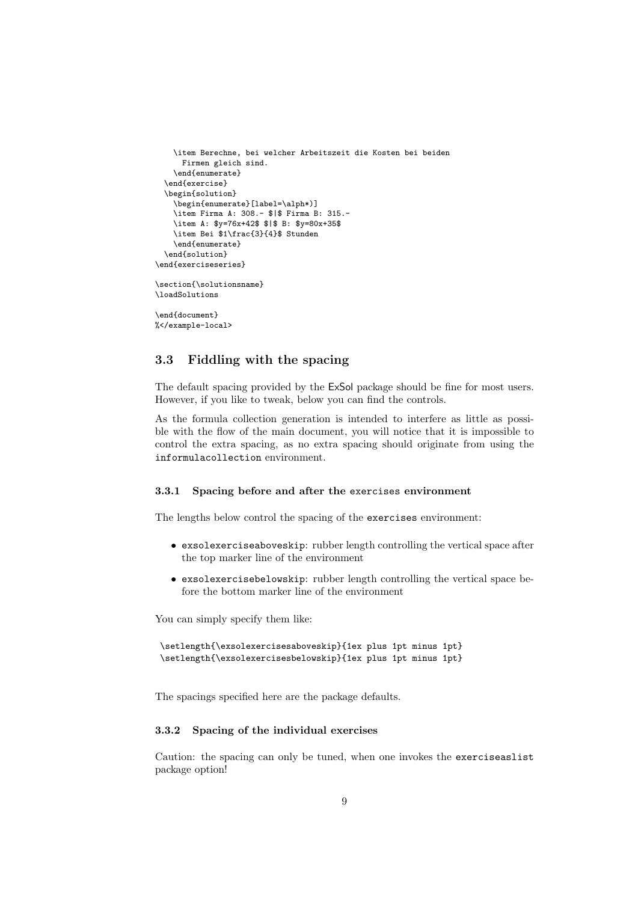```
    \item Berechne, bei welcher Arbeitszeit die Kosten bei beiden
      Firmen gleich sind.
    \end{enumerate}
  \end{exercise}
  \begin{solution}
    \begin{enumerate}[label=\alph*)]
    \item Firma A: 308.- $|$ Firma B: 315.-
    \item A: $y=76x+42$ $|$ B: $y=80x+35$
    \item Bei $1\frac{3}{4}$ Stunden
    \end{enumerate}
  \end{solution}
\end{exerciseseries}

\section{\solutionsname}
\loadSolutions

\end{document}
%</example-local>
```

### 3.3 Fiddling with the spacing

The default spacing provided by the ExSol package should be fine for most users. However, if you like to tweak, below you can find the controls.

As the formula collection generation is intended to interfere as little as possible with the flow of the main document, you will notice that it is impossible to control the extra spacing, as no extra spacing should originate from using the `informulacollection` environment.

#### 3.3.1 Spacing before and after the exercises environment

The lengths below control the spacing of the `exercises` environment:

- `exsolexerciseaboveskip`: rubber length controlling the vertical space after the top marker line of the environment
- `exsolexercisebelowskip`: rubber length controlling the vertical space before the bottom marker line of the environment

You can simply specify them like:

```
\setlength{\exsolexercisesaboveskip}{1ex plus 1pt minus 1pt}
\setlength{\exsolexercisesbelowskip}{1ex plus 1pt minus 1pt}
```

The spacings specified here are the package defaults.

#### 3.3.2 Spacing of the individual exercises

Caution: the spacing can only be tuned, when one invokes the `exerciseaslist` package option!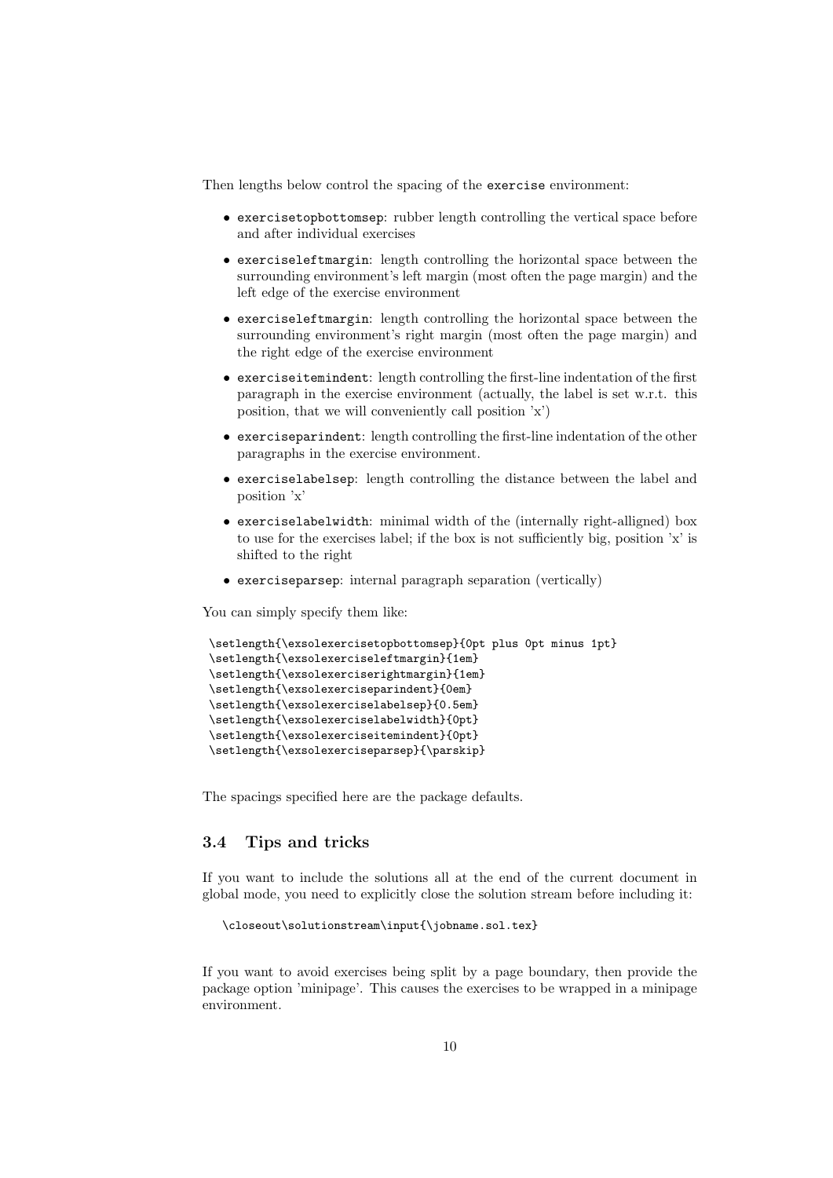Then lengths below control the spacing of the `exercise` environment:

- `exercisetopbottomsep`: rubber length controlling the vertical space before and after individual exercises
- `exerciseleftmargin`: length controlling the horizontal space between the surrounding environment's left margin (most often the page margin) and the left edge of the exercise environment
- `exerciseleftmargin`: length controlling the horizontal space between the surrounding environment's right margin (most often the page margin) and the right edge of the exercise environment
- `exerciseitemindent`: length controlling the first-line indentation of the first paragraph in the exercise environment (actually, the label is set w.r.t. this position, that we will conveniently call position 'x')
- `exerciseparindent`: length controlling the first-line indentation of the other paragraphs in the exercise environment.
- `exerciselabelsep`: length controlling the distance between the label and position 'x'
- `exerciselabelwidth`: minimal width of the (internally right-alligned) box to use for the exercises label; if the box is not sufficiently big, position 'x' is shifted to the right
- `exerciseparsep`: internal paragraph separation (vertically)

You can simply specify them like:

```
\setlength{\exsolexercisetopbottomsep}{0pt plus 0pt minus 1pt}
\setlength{\exsolexerciseleftmargin}{1em}
\setlength{\exsolexerciserightmargin}{1em}
\setlength{\exsolexerciseparindent}{0em}
\setlength{\exsolexerciselabelsep}{0.5em}
\setlength{\exsolexerciselabelwidth}{0pt}
\setlength{\exsolexerciseitemindent}{0pt}
\setlength{\exsolexerciseparsep}{\parskip}
```

The spacings specified here are the package defaults.

### 3.4 Tips and tricks

If you want to include the solutions all at the end of the current document in global mode, you need to explicitly close the solution stream before including it:

```
\closeout\solutionstream\input{\jobname.sol.tex}
```

If you want to avoid exercises being split by a page boundary, then provide the package option 'minipage'. This causes the exercises to be wrapped in a minipage environment.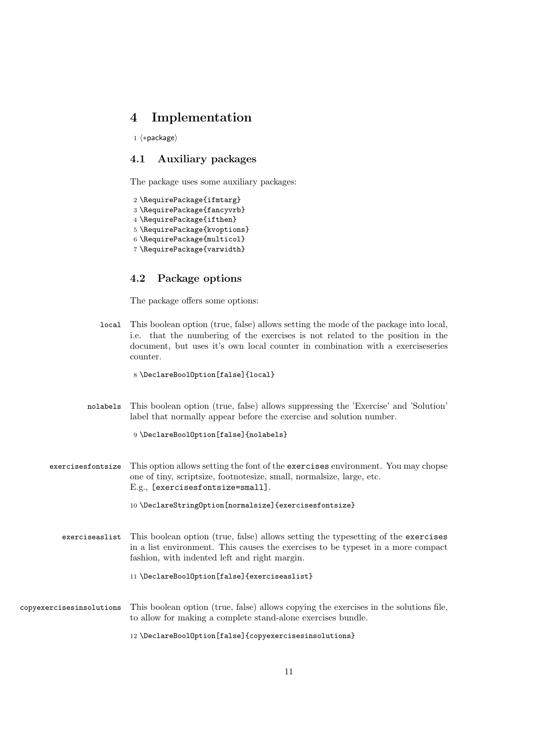# 4 Implementation

```
1 ⟨*package⟩
```

## 4.1 Auxiliary packages

The package uses some auxiliary packages:

```
2 \RequirePackage{ifmtarg}
3 \RequirePackage{fancyvrb}
4 \RequirePackage{ifthen}
5 \RequirePackage{kvoptions}
6 \RequirePackage{multicol}
7 \RequirePackage{varwidth}
```

## 4.2 Package options

The package offers some options:

`local` This boolean option (true, false) allows setting the mode of the package into local, i.e. that the numbering of the exercises is not related to the position in the document, but uses it's own local counter in combination with a exerciseseries counter.

```
8 \DeclareBoolOption[false]{local}
```

`nolabels` This boolean option (true, false) allows suppressing the 'Exercise' and 'Solution' label that normally appear before the exercise and solution number.

```
9 \DeclareBoolOption[false]{nolabels}
```

`exercisesfontsize` This option allows setting the font of the `exercises` environment. You may chopse one of tiny, scriptsize, footnotesize, small, normalsize, large, etc.
E.g., `[exercisesfontsize=small]`.

```
10 \DeclareStringOption[normalsize]{exercisesfontsize}
```

`exerciseaslist` This boolean option (true, false) allows setting the typesetting of the `exercises` in a list environment. This causes the exercises to be typeset in a more compact fashion, with indented left and right margin.

```
11 \DeclareBoolOption[false]{exerciseaslist}
```

`copyexercisesinsolutions` This boolean option (true, false) allows copying the exercises in the solutions file, to allow for making a complete stand-alone exercises bundle.

```
12 \DeclareBoolOption[false]{copyexercisesinsolutions}
```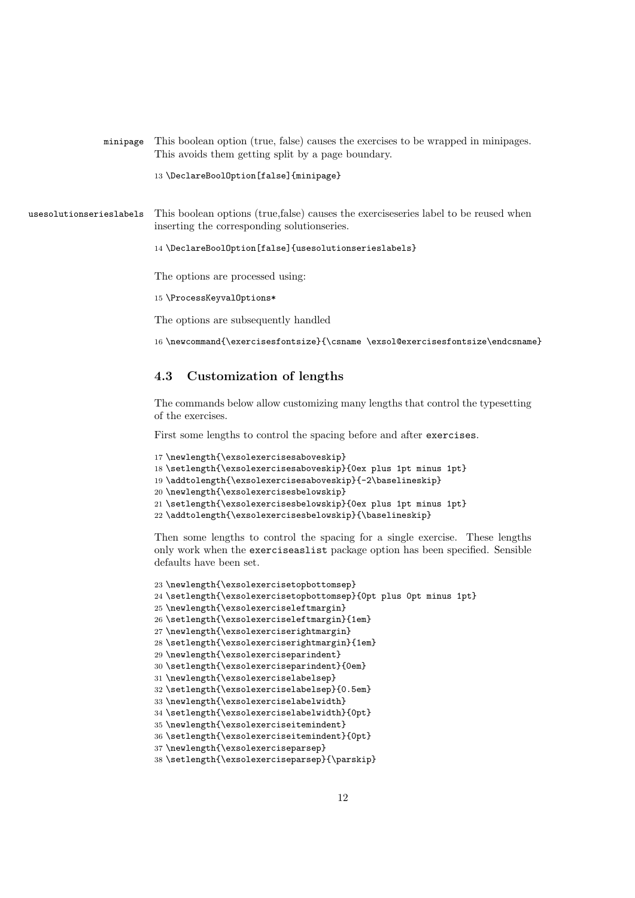**minipage** This boolean option (true, false) causes the exercises to be wrapped in minipages. This avoids them getting split by a page boundary.

```
13 \DeclareBoolOption[false]{minipage}
```

**usesolutionserieslabels** This boolean options (true,false) causes the exerciseseries label to be reused when inserting the corresponding solutionseries.

```
14 \DeclareBoolOption[false]{usesolutionserieslabels}
```

The options are processed using:

```
15 \ProcessKeyvalOptions*
```

The options are subsequently handled

```
16 \newcommand{\exercisesfontsize}{\csname \exsol@exercisesfontsize\endcsname}
```

### 4.3 Customization of lengths

The commands below allow customizing many lengths that control the typesetting of the exercises.

First some lengths to control the spacing before and after `exercises`.

```
17 \newlength{\exsolexercisesaboveskip}
18 \setlength{\exsolexercisesaboveskip}{0ex plus 1pt minus 1pt}
19 \addtolength{\exsolexercisesaboveskip}{-2\baselineskip}
20 \newlength{\exsolexercisesbelowskip}
21 \setlength{\exsolexercisesbelowskip}{0ex plus 1pt minus 1pt}
22 \addtolength{\exsolexercisesbelowskip}{\baselineskip}
```

Then some lengths to control the spacing for a single exercise. These lengths only work when the `exerciseaslist` package option has been specified. Sensible defaults have been set.

```
23 \newlength{\exsolexercisetopbottomsep}
24 \setlength{\exsolexercisetopbottomsep}{0pt plus 0pt minus 1pt}
25 \newlength{\exsolexerciseleftmargin}
26 \setlength{\exsolexerciseleftmargin}{1em}
27 \newlength{\exsolexerciserightmargin}
28 \setlength{\exsolexerciserightmargin}{1em}
29 \newlength{\exsolexerciseparindent}
30 \setlength{\exsolexerciseparindent}{0em}
31 \newlength{\exsolexerciselabelsep}
32 \setlength{\exsolexerciselabelsep}{0.5em}
33 \newlength{\exsolexerciselabelwidth}
34 \setlength{\exsolexerciselabelwidth}{0pt}
35 \newlength{\exsolexerciseitemindent}
36 \setlength{\exsolexerciseitemindent}{0pt}
37 \newlength{\exsolexerciseparsep}
38 \setlength{\exsolexerciseparsep}{\parskip}
```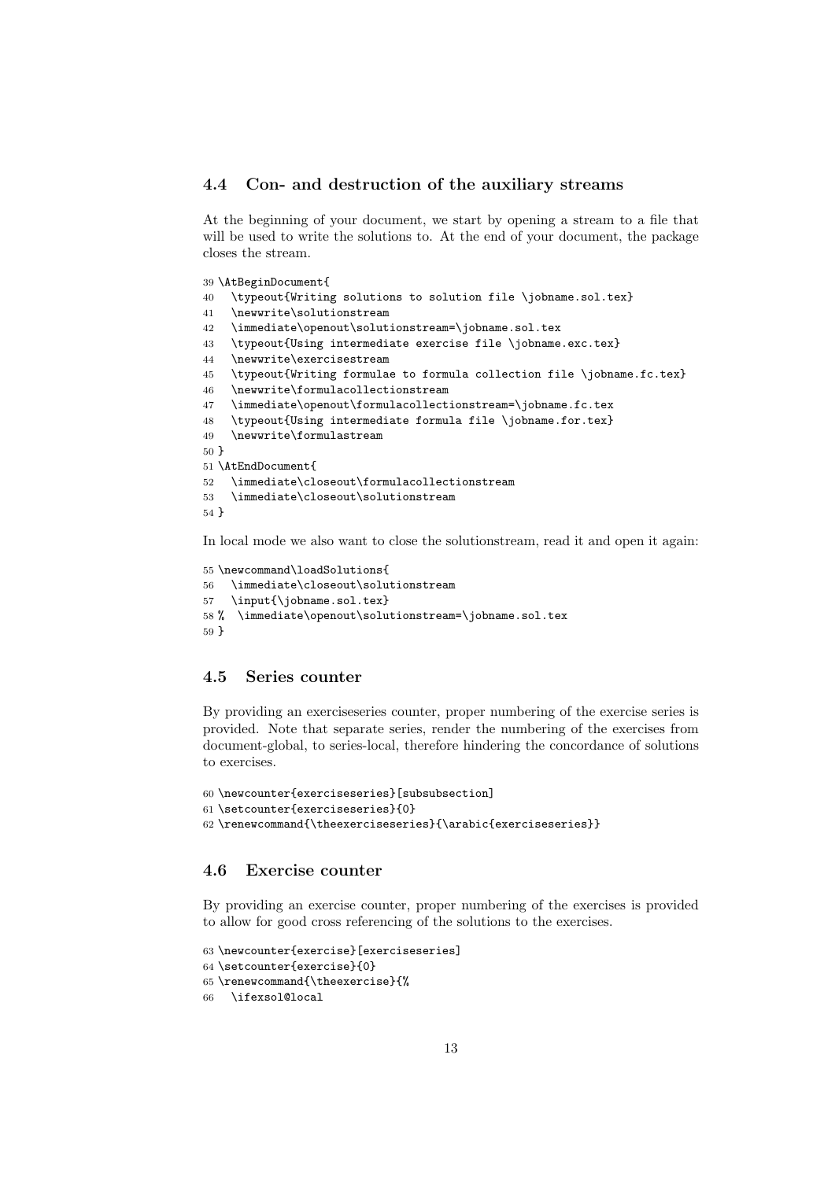### 4.4 Con- and destruction of the auxiliary streams

At the beginning of your document, we start by opening a stream to a file that will be used to write the solutions to. At the end of your document, the package closes the stream.

```
39 \AtBeginDocument{
40   \typeout{Writing solutions to solution file \jobname.sol.tex}
41   \newwrite\solutionstream
42   \immediate\openout\solutionstream=\jobname.sol.tex
43   \typeout{Using intermediate exercise file \jobname.exc.tex}
44   \newwrite\exercisestream
45   \typeout{Writing formulae to formula collection file \jobname.fc.tex}
46   \newwrite\formulacollectionstream
47   \immediate\openout\formulacollectionstream=\jobname.fc.tex
48   \typeout{Using intermediate formula file \jobname.for.tex}
49   \newwrite\formulastream
50 }
51 \AtEndDocument{
52   \immediate\closeout\formulacollectionstream
53   \immediate\closeout\solutionstream
54 }
```

In local mode we also want to close the solutionstream, read it and open it again:

```
55 \newcommand\loadSolutions{
56   \immediate\closeout\solutionstream
57   \input{\jobname.sol.tex}
58 %  \immediate\openout\solutionstream=\jobname.sol.tex
59 }
```

### 4.5 Series counter

By providing an exerciseseries counter, proper numbering of the exercise series is provided. Note that separate series, render the numbering of the exercises from document-global, to series-local, therefore hindering the concordance of solutions to exercises.

```
60 \newcounter{exerciseseries}[subsubsection]
61 \setcounter{exerciseseries}{0}
62 \renewcommand{\theexerciseseries}{\arabic{exerciseseries}}
```

### 4.6 Exercise counter

By providing an exercise counter, proper numbering of the exercises is provided to allow for good cross referencing of the solutions to the exercises.

```
63 \newcounter{exercise}[exerciseseries]
64 \setcounter{exercise}{0}
65 \renewcommand{\theexercise}{%
66   \ifexsol@local
```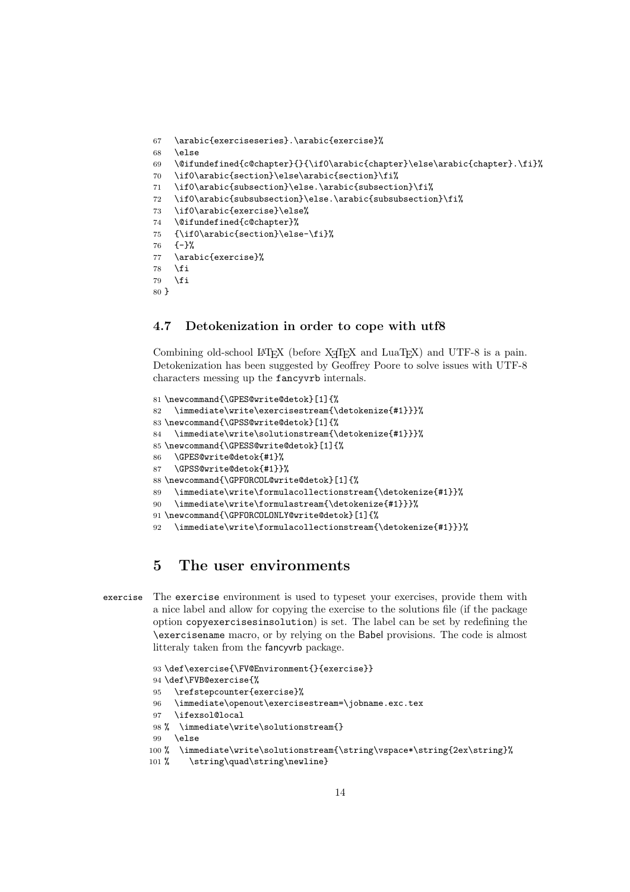```
67  \arabic{exerciseseries}.\arabic{exercise}%
68  \else
69  \@ifundefined{c@chapter}{}{\if0\arabic{chapter}\else\arabic{chapter}.\fi}%
70  \if0\arabic{section}\else\arabic{section}\fi%
71  \if0\arabic{subsection}\else.\arabic{subsection}\fi%
72  \if0\arabic{subsubsection}\else.\arabic{subsubsection}\fi%
73  \if0\arabic{exercise}\else%
74  \@ifundefined{c@chapter}%
75  {\if0\arabic{section}\else-\fi}%
76  {-}%
77  \arabic{exercise}%
78  \fi
79  \fi
80 }
```

### 4.7 Detokenization in order to cope with utf8

Combining old-school LaTeX (before XeTeX and LuaTeX) and UTF-8 is a pain. Detokenization has been suggested by Geoffrey Poore to solve issues with UTF-8 characters messing up the fancyvrb internals.

```
81 \newcommand{\GPES@write@detok}[1]{%
82   \immediate\write\exercisestream{\detokenize{#1}}}%
83 \newcommand{\GPSS@write@detok}[1]{%
84   \immediate\write\solutionstream{\detokenize{#1}}}%
85 \newcommand{\GPESS@write@detok}[1]{%
86   \GPES@write@detok{#1}%
87   \GPSS@write@detok{#1}}%
88 \newcommand{\GPFORCOL@write@detok}[1]{%
89   \immediate\write\formulacollectionstream{\detokenize{#1}}%
90   \immediate\write\formulastream{\detokenize{#1}}}%
91 \newcommand{\GPFORCOLONLY@write@detok}[1]{%
92   \immediate\write\formulacollectionstream{\detokenize{#1}}}%
```

## 5 The user environments

exercise The exercise environment is used to typeset your exercises, provide them with a nice label and allow for copying the exercise to the solutions file (if the package option copyexercisesinsolution) is set. The label can be set by redefining the \exercisename macro, or by relying on the Babel provisions. The code is almost litteraly taken from the fancyvrb package.

```
93 \def\exercise{\FV@Environment{}{exercise}}
94 \def\FVB@exercise{%
95   \refstepcounter{exercise}%
96   \immediate\openout\exercisestream=\jobname.exc.tex
97   \ifexsol@local
98 %  \immediate\write\solutionstream{}
99   \else
100 %  \immediate\write\solutionstream{\string\vspace*\string{2ex\string}%
101 %    \string\quad\string\newline}
```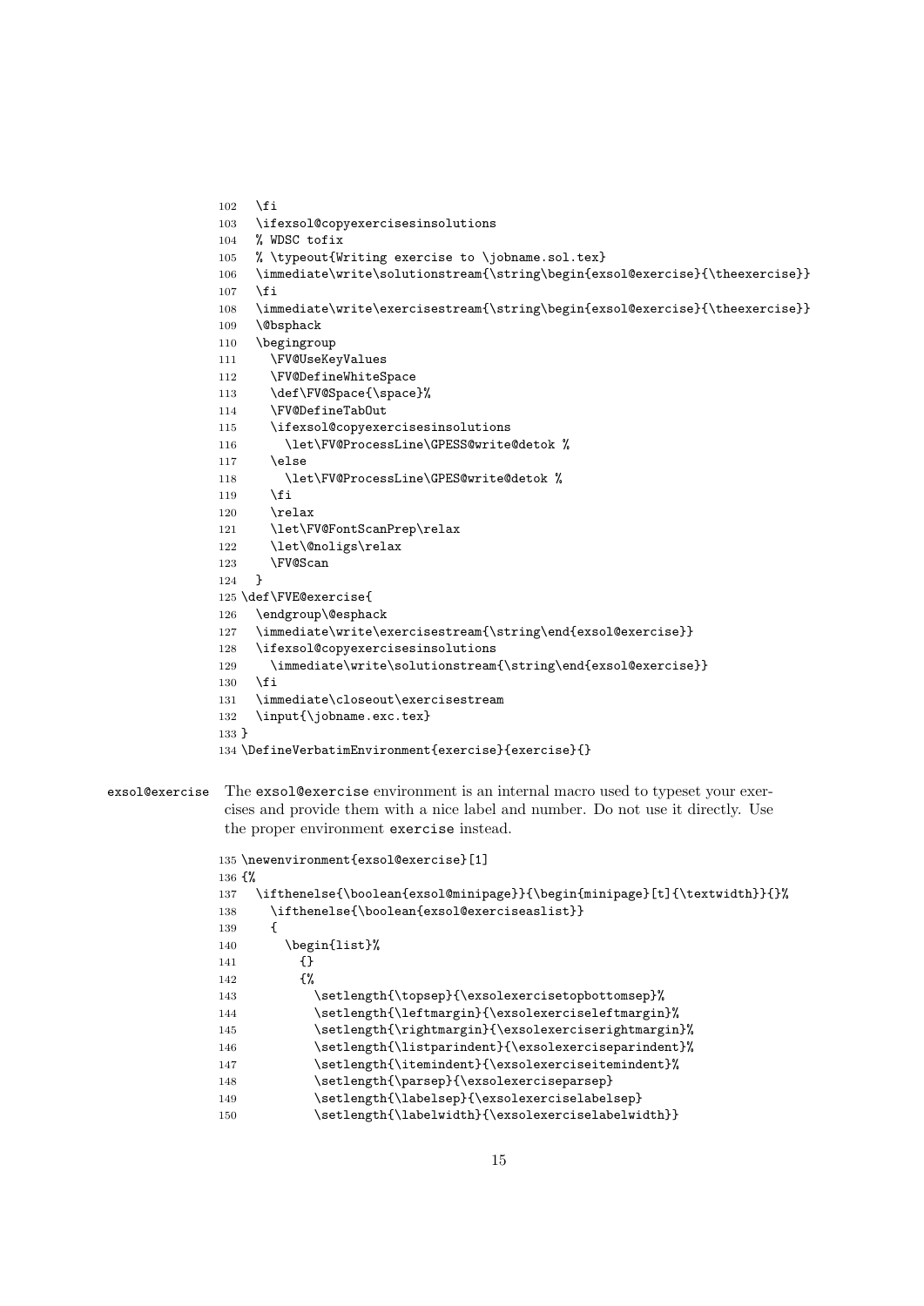```
102   \fi
103   \ifexsol@copyexercisesinsolutions
104   % WDSC tofix
105   % \typeout{Writing exercise to \jobname.sol.tex}
106   \immediate\write\solutionstream{\string\begin{exsol@exercise}{\theexercise}}
107   \fi
108   \immediate\write\exercisestream{\string\begin{exsol@exercise}{\theexercise}}
109   \@bsphack
110   \begingroup
111     \FV@UseKeyValues
112     \FV@DefineWhiteSpace
113     \def\FV@Space{\space}%
114     \FV@DefineTabOut
115     \ifexsol@copyexercisesinsolutions
116       \let\FV@ProcessLine\GPESS@write@detok %
117     \else
118       \let\FV@ProcessLine\GPES@write@detok %
119     \fi
120     \relax
121     \let\FV@FontScanPrep\relax
122     \let\@noligs\relax
123     \FV@Scan
124   }
125 \def\FVE@exercise{
126   \endgroup\@esphack
127   \immediate\write\exercisestream{\string\end{exsol@exercise}}
128   \ifexsol@copyexercisesinsolutions
129     \immediate\write\solutionstream{\string\end{exsol@exercise}}
130   \fi
131   \immediate\closeout\exercisestream
132   \input{\jobname.exc.tex}
133 }
134 \DefineVerbatimEnvironment{exercise}{exercise}{}
```

`exsol@exercise` The `exsol@exercise` environment is an internal macro used to typeset your exercises and provide them with a nice label and number. Do not use it directly. Use the proper environment `exercise` instead.

```
135 \newenvironment{exsol@exercise}[1]
136 {%
137   \ifthenelse{\boolean{exsol@minipage}}{\begin{minipage}[t]{\textwidth}}{}%
138     \ifthenelse{\boolean{exsol@exerciseaslist}}
139     {
140       \begin{list}%
141         {}
142         {%
143           \setlength{\topsep}{\exsolexercisetopbottomsep}%
144           \setlength{\leftmargin}{\exsolexerciseleftmargin}%
145           \setlength{\rightmargin}{\exsolexerciserightmargin}%
146           \setlength{\listparindent}{\exsolexerciseparindent}%
147           \setlength{\itemindent}{\exsolexerciseitemindent}%
148           \setlength{\parsep}{\exsolexerciseparsep}
149           \setlength{\labelsep}{\exsolexerciselabelsep}
150           \setlength{\labelwidth}{\exsolexerciselabelwidth}}
```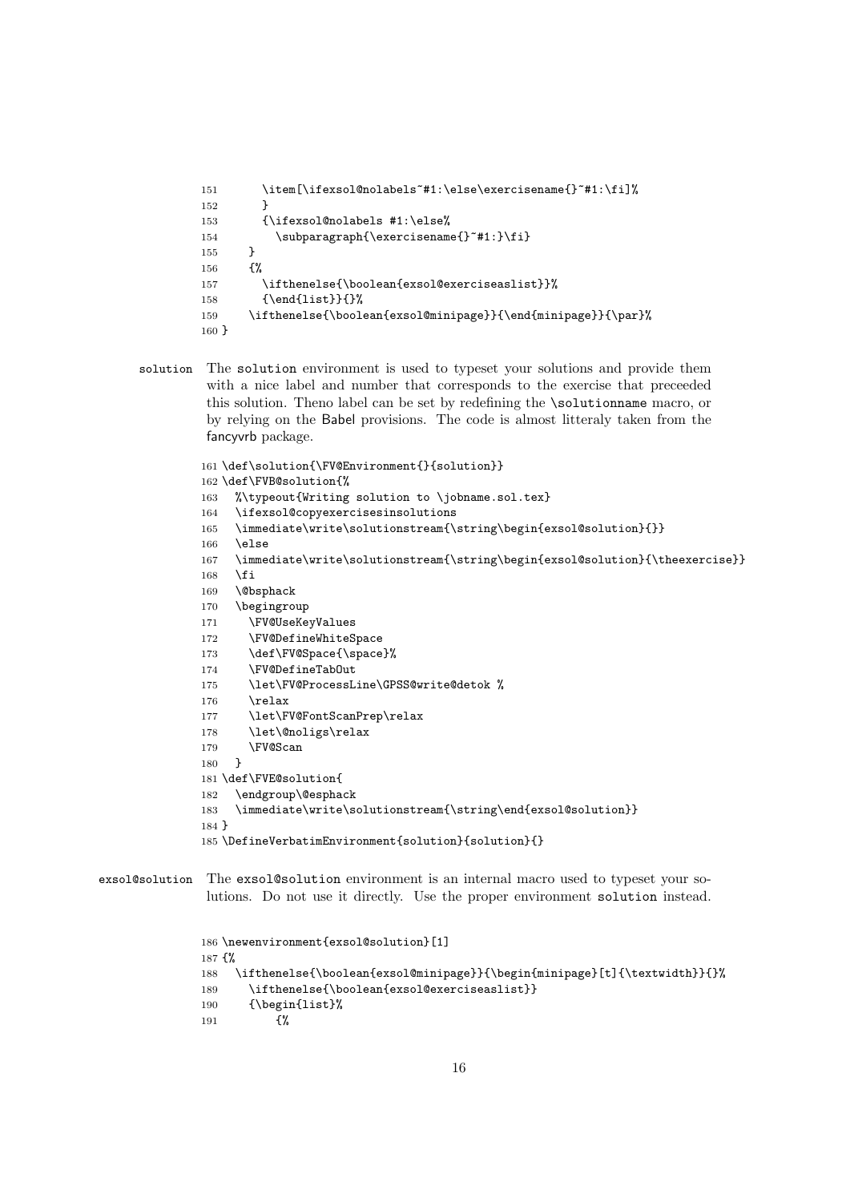```
151       \item[\ifexsol@nolabels~#1:\else\exercisename{}~#1:\fi]%
152       }
153       {\ifexsol@nolabels #1:\else%
154         \subparagraph{\exercisename{}~#1:}\fi}
155     }
156     {%
157       \ifthenelse{\boolean{exsol@exerciseaslist}}%
158       {\end{list}}{}%
159     \ifthenelse{\boolean{exsol@minipage}}{\end{minipage}}{\par}%
160 }
```

**solution** The solution environment is used to typeset your solutions and provide them with a nice label and number that corresponds to the exercise that preceeded this solution. Theno label can be set by redefining the `\solutionname` macro, or by relying on the Babel provisions. The code is almost litteraly taken from the fancyvrb package.

```
161 \def\solution{\FV@Environment{}{solution}}
162 \def\FVB@solution{%
163   %\typeout{Writing solution to \jobname.sol.tex}
164   \ifexsol@copyexercisesinsolutions
165   \immediate\write\solutionstream{\string\begin{exsol@solution}{}}
166   \else
167   \immediate\write\solutionstream{\string\begin{exsol@solution}{\theexercise}}
168   \fi
169   \@bsphack
170   \begingroup
171     \FV@UseKeyValues
172     \FV@DefineWhiteSpace
173     \def\FV@Space{\space}%
174     \FV@DefineTabOut
175     \let\FV@ProcessLine\GPSS@write@detok %
176     \relax
177     \let\FV@FontScanPrep\relax
178     \let\@noligs\relax
179     \FV@Scan
180   }
181 \def\FVE@solution{
182   \endgroup\@esphack
183   \immediate\write\solutionstream{\string\end{exsol@solution}}
184 }
185 \DefineVerbatimEnvironment{solution}{solution}{}
```

**exsol@solution** The exsol@solution environment is an internal macro used to typeset your solutions. Do not use it directly. Use the proper environment solution instead.

```
186 \newenvironment{exsol@solution}[1]
187 {%
188   \ifthenelse{\boolean{exsol@minipage}}{\begin{minipage}[t]{\textwidth}}{}%
189     \ifthenelse{\boolean{exsol@exerciseaslist}}
190     {\begin{list}%
191         {%
```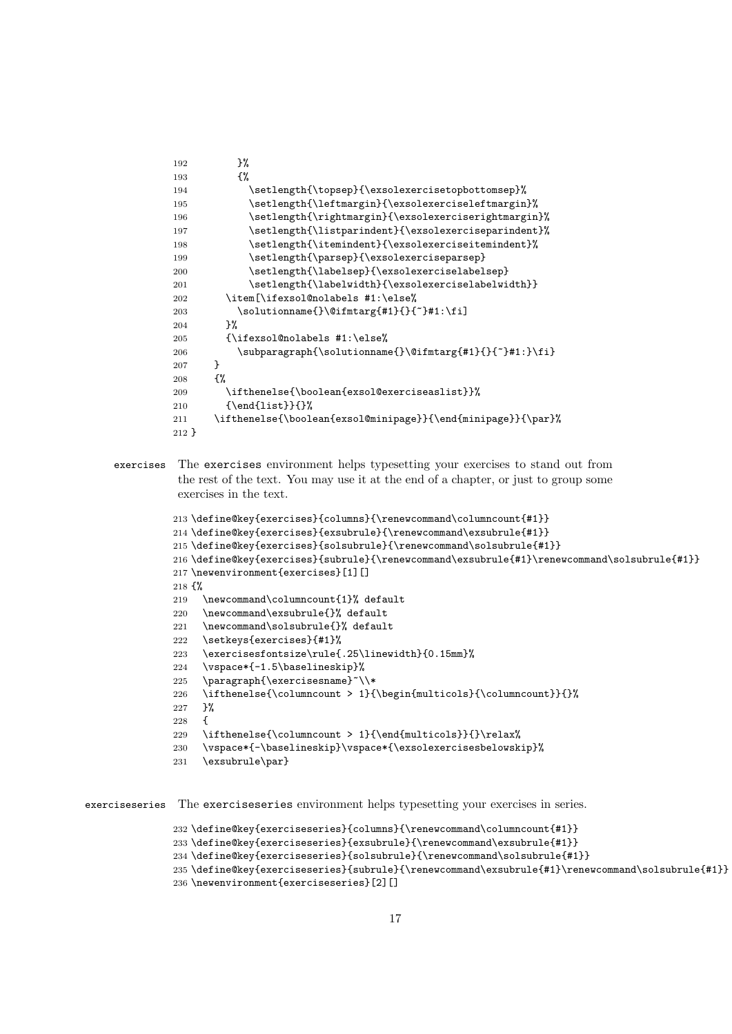```
192         }%
193         {%
194           \setlength{\topsep}{\exsolexercisetopbottomsep}%
195           \setlength{\leftmargin}{\exsolexerciseleftmargin}%
196           \setlength{\rightmargin}{\exsolexerciserightmargin}%
197           \setlength{\listparindent}{\exsolexerciseparindent}%
198           \setlength{\itemindent}{\exsolexerciseitemindent}%
199           \setlength{\parsep}{\exsolexerciseparsep}
200           \setlength{\labelsep}{\exsolexerciselabelsep}
201           \setlength{\labelwidth}{\exsolexerciselabelwidth}}
202       \item[\ifexsol@nolabels #1:\else%
203         \solutionname{}\@ifmtarg{#1}{}{~}#1:\fi]
204       }%
205       {\ifexsol@nolabels #1:\else%
206         \subparagraph{\solutionname{}\@ifmtarg{#1}{}{~}#1:}\fi}
207     }
208     {%
209       \ifthenelse{\boolean{exsol@exerciseaslist}}%
210       {\end{list}}{}%
211     \ifthenelse{\boolean{exsol@minipage}}{\end{minipage}}{\par}%
212 }
```

**exercises** The `exercises` environment helps typesetting your exercises to stand out from the rest of the text. You may use it at the end of a chapter, or just to group some exercises in the text.

```
213 \define@key{exercises}{columns}{\renewcommand\columncount{#1}}
214 \define@key{exercises}{exsubrule}{\renewcommand\exsubrule{#1}}
215 \define@key{exercises}{solsubrule}{\renewcommand\solsubrule{#1}}
216 \define@key{exercises}{subrule}{\renewcommand\exsubrule{#1}\renewcommand\solsubrule{#1}}
217 \newenvironment{exercises}[1][]
218 {%
219   \newcommand\columncount{1}% default
220   \newcommand\exsubrule{}% default
221   \newcommand\solsubrule{}% default
222   \setkeys{exercises}{#1}%
223   \exercisesfontsize\rule{.25\linewidth}{0.15mm}%
224   \vspace*{-1.5\baselineskip}%
225   \paragraph{\exercisesname}~\\*
226   \ifthenelse{\columncount > 1}{\begin{multicols}{\columncount}}{}%
227   }%
228   {
229   \ifthenelse{\columncount > 1}{\end{multicols}}{}\relax%
230   \vspace*{-\baselineskip}\vspace*{\exsolexercisesbelowskip}%
231   \exsubrule\par}
```

**exerciseseries** The `exerciseseries` environment helps typesetting your exercises in series.

```
232 \define@key{exerciseseries}{columns}{\renewcommand\columncount{#1}}
233 \define@key{exerciseseries}{exsubrule}{\renewcommand\exsubrule{#1}}
234 \define@key{exerciseseries}{solsubrule}{\renewcommand\solsubrule{#1}}
235 \define@key{exerciseseries}{subrule}{\renewcommand\exsubrule{#1}\renewcommand\solsubrule{#1}}
236 \newenvironment{exerciseseries}[2][]
```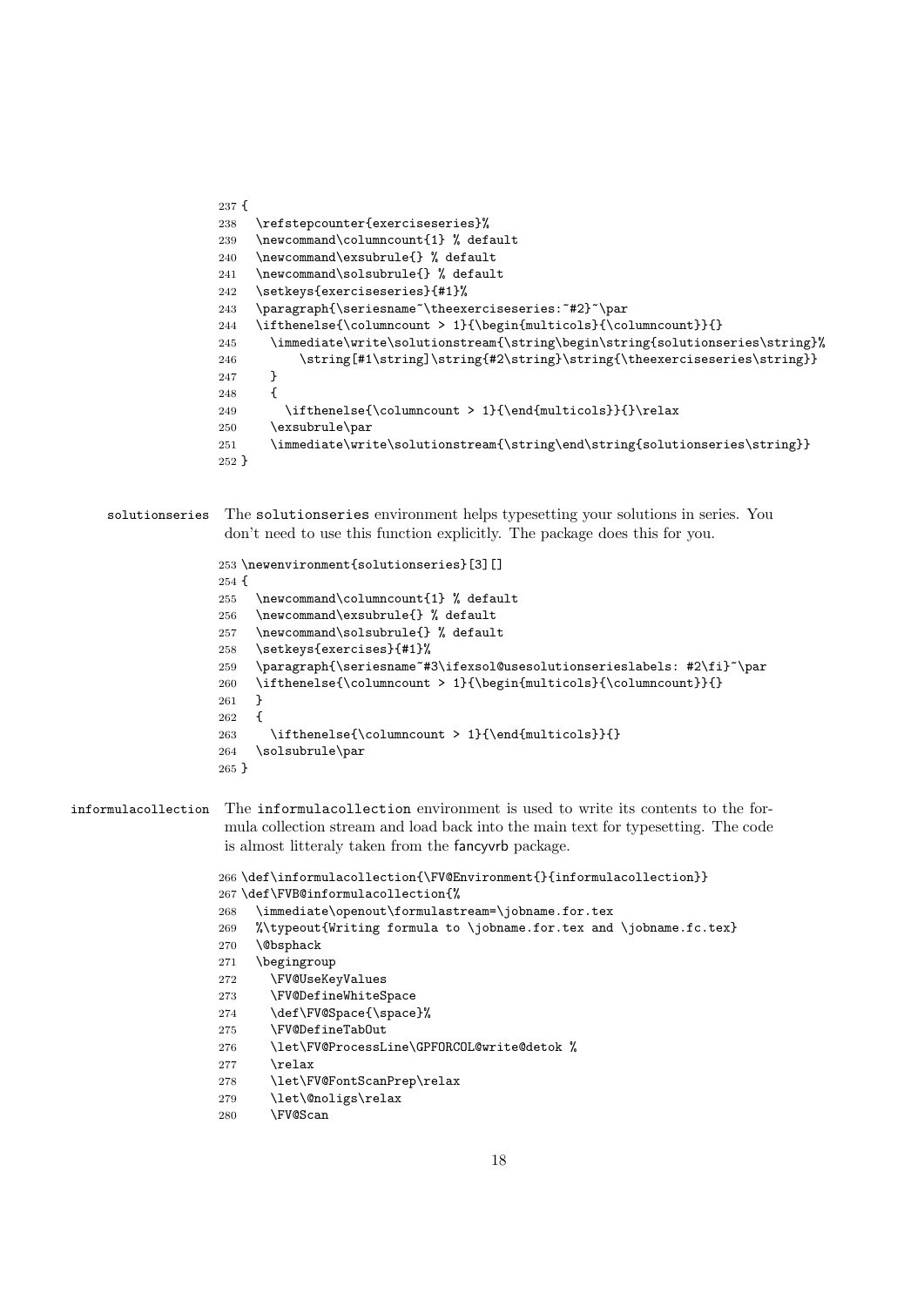```
237 {
238   \refstepcounter{exerciseseries}%
239   \newcommand\columncount{1} % default
240   \newcommand\exsubrule{} % default
241   \newcommand\solsubrule{} % default
242   \setkeys{exerciseseries}{#1}%
243   \paragraph{\seriesname~\theexerciseseries:~#2}~\par
244   \ifthenelse{\columncount > 1}{\begin{multicols}{\columncount}}{}
245     \immediate\write\solutionstream{\string\begin\string{solutionseries\string}%
246         \string[#1\string]\string{#2\string}\string{\theexerciseseries\string}}
247     }
248     {
249       \ifthenelse{\columncount > 1}{\end{multicols}}{}\relax
250     \exsubrule\par
251     \immediate\write\solutionstream{\string\end\string{solutionseries\string}}
252 }
```

**solutionseries** The solutionseries environment helps typesetting your solutions in series. You don't need to use this function explicitly. The package does this for you.

```
253 \newenvironment{solutionseries}[3][]
254 {
255   \newcommand\columncount{1} % default
256   \newcommand\exsubrule{} % default
257   \newcommand\solsubrule{} % default
258   \setkeys{exercises}{#1}%
259   \paragraph{\seriesname~#3\ifexsol@usesolutionserieslabels: #2\fi}~\par
260   \ifthenelse{\columncount > 1}{\begin{multicols}{\columncount}}{}
261   }
262   {
263     \ifthenelse{\columncount > 1}{\end{multicols}}{}
264   \solsubrule\par
265 }
```

**informulacollection** The informulacollection environment is used to write its contents to the formula collection stream and load back into the main text for typesetting. The code is almost litteraly taken from the fancyvrb package.

```
266 \def\informulacollection{\FV@Environment{}{informulacollection}}
267 \def\FVB@informulacollection{%
268   \immediate\openout\formulastream=\jobname.for.tex
269   %\typeout{Writing formula to \jobname.for.tex and \jobname.fc.tex}
270   \@bsphack
271   \begingroup
272     \FV@UseKeyValues
273     \FV@DefineWhiteSpace
274     \def\FV@Space{\space}%
275     \FV@DefineTabOut
276     \let\FV@ProcessLine\GPFORCOL@write@detok %
277     \relax
278     \let\FV@FontScanPrep\relax
279     \let\@noligs\relax
280     \FV@Scan
```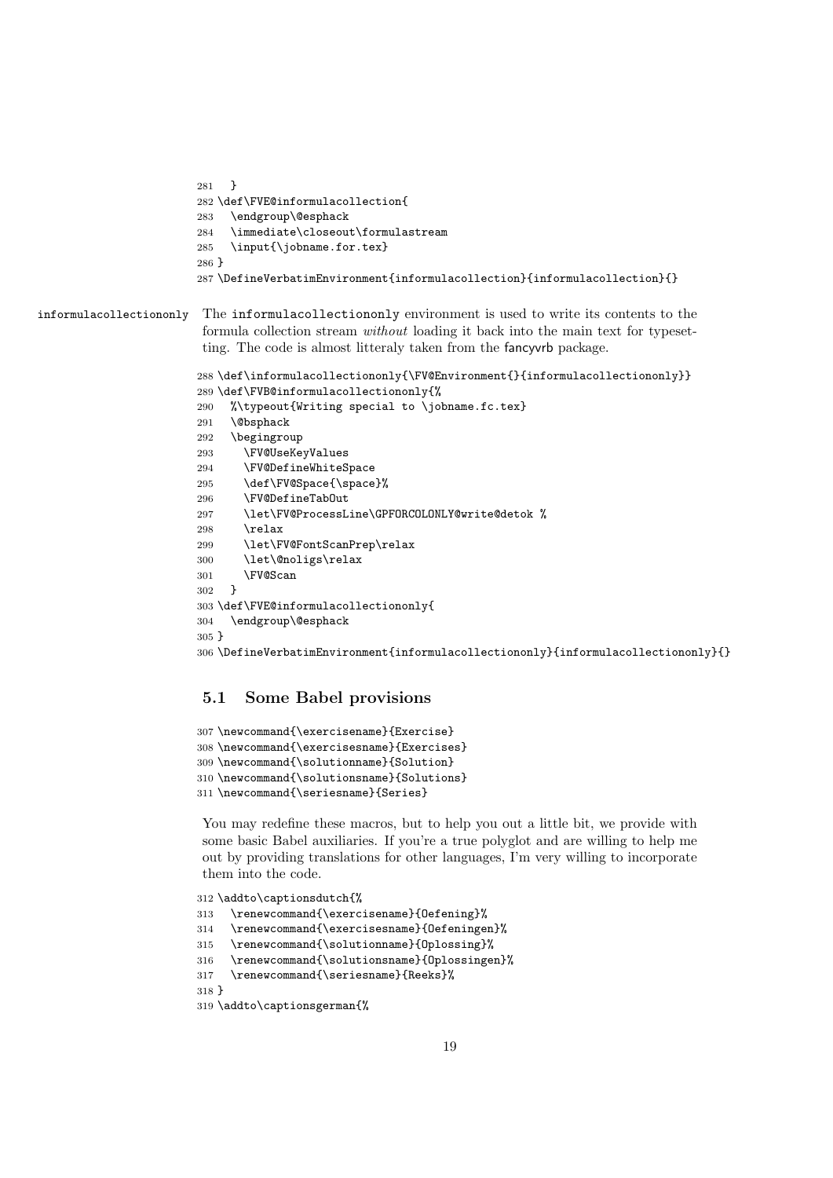```
281   }
282 \def\FVE@informulacollection{
283   \endgroup\@esphack
284   \immediate\closeout\formulastream
285   \input{\jobname.for.tex}
286 }
287 \DefineVerbatimEnvironment{informulacollection}{informulacollection}{}
```

informulacollectiononly The informulacollectiononly environment is used to write its contents to the formula collection stream *without* loading it back into the main text for typesetting. The code is almost litteraly taken from the fancyvrb package.

```
288 \def\informulacollectiononly{\FV@Environment{}{informulacollectiononly}}
289 \def\FVB@informulacollectiononly{%
290   %\typeout{Writing special to \jobname.fc.tex}
291   \@bsphack
292   \begingroup
293     \FV@UseKeyValues
294     \FV@DefineWhiteSpace
295     \def\FV@Space{\space}%
296     \FV@DefineTabOut
297     \let\FV@ProcessLine\GPFORCOLONLY@write@detok %
298     \relax
299     \let\FV@FontScanPrep\relax
300     \let\@noligs\relax
301     \FV@Scan
302   }
303 \def\FVE@informulacollectiononly{
304   \endgroup\@esphack
305 }
306 \DefineVerbatimEnvironment{informulacollectiononly}{informulacollectiononly}{}
```

### 5.1 Some Babel provisions

```
307 \newcommand{\exercisename}{Exercise}
308 \newcommand{\exercisesname}{Exercises}
309 \newcommand{\solutionname}{Solution}
310 \newcommand{\solutionsname}{Solutions}
311 \newcommand{\seriesname}{Series}
```

You may redefine these macros, but to help you out a little bit, we provide with some basic Babel auxiliaries. If you're a true polyglot and are willing to help me out by providing translations for other languages, I'm very willing to incorporate them into the code.

```
312 \addto\captionsdutch{%
313   \renewcommand{\exercisename}{Oefening}%
314   \renewcommand{\exercisesname}{Oefeningen}%
315   \renewcommand{\solutionname}{Oplossing}%
316   \renewcommand{\solutionsname}{Oplossingen}%
317   \renewcommand{\seriesname}{Reeks}%
318 }
319 \addto\captionsgerman{%
```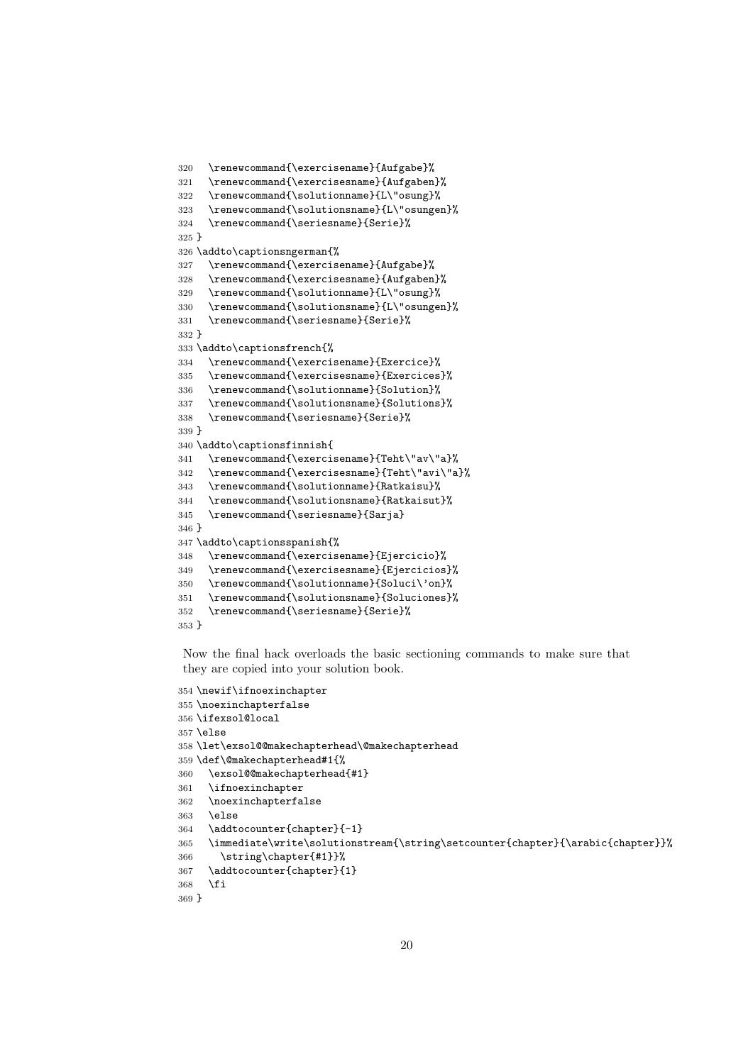```
320   \renewcommand{\exercisename}{Aufgabe}%
321   \renewcommand{\exercisesname}{Aufgaben}%
322   \renewcommand{\solutionname}{L\"osung}%
323   \renewcommand{\solutionsname}{L\"osungen}%
324   \renewcommand{\seriesname}{Serie}%
325 }
326 \addto\captionsngerman{%
327   \renewcommand{\exercisename}{Aufgabe}%
328   \renewcommand{\exercisesname}{Aufgaben}%
329   \renewcommand{\solutionname}{L\"osung}%
330   \renewcommand{\solutionsname}{L\"osungen}%
331   \renewcommand{\seriesname}{Serie}%
332 }
333 \addto\captionsfrench{%
334   \renewcommand{\exercisename}{Exercice}%
335   \renewcommand{\exercisesname}{Exercices}%
336   \renewcommand{\solutionname}{Solution}%
337   \renewcommand{\solutionsname}{Solutions}%
338   \renewcommand{\seriesname}{Serie}%
339 }
340 \addto\captionsfinnish{
341   \renewcommand{\exercisename}{Teht\"av\"a}%
342   \renewcommand{\exercisesname}{Teht\"avi\"a}%
343   \renewcommand{\solutionname}{Ratkaisu}%
344   \renewcommand{\solutionsname}{Ratkaisut}%
345   \renewcommand{\seriesname}{Sarja}
346 }
347 \addto\captionsspanish{%
348   \renewcommand{\exercisename}{Ejercicio}%
349   \renewcommand{\exercisesname}{Ejercicios}%
350   \renewcommand{\solutionname}{Soluci\'on}%
351   \renewcommand{\solutionsname}{Soluciones}%
352   \renewcommand{\seriesname}{Serie}%
353 }
```

Now the final hack overloads the basic sectioning commands to make sure that they are copied into your solution book.

```
354 \newif\ifnoexinchapter
355 \noexinchapterfalse
356 \ifexsol@local
357 \else
358 \let\exsol@@makechapterhead\@makechapterhead
359 \def\@makechapterhead#1{%
360   \exsol@@makechapterhead{#1}
361   \ifnoexinchapter
362   \noexinchapterfalse
363   \else
364   \addtocounter{chapter}{-1}
365   \immediate\write\solutionstream{\string\setcounter{chapter}{\arabic{chapter}}%
366     \string\chapter{#1}}%
367   \addtocounter{chapter}{1}
368   \fi
369 }
```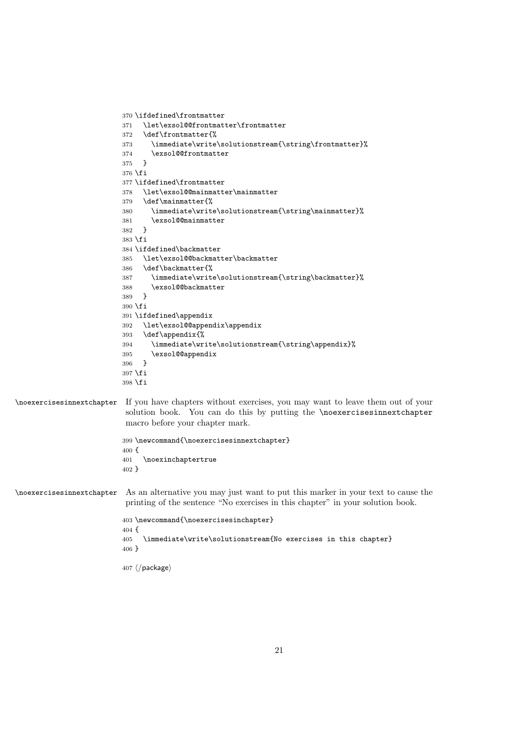```
370 \ifdefined\frontmatter
371   \let\exsol@@frontmatter\frontmatter
372   \def\frontmatter{%
373     \immediate\write\solutionstream{\string\frontmatter}%
374     \exsol@@frontmatter
375   }
376 \fi
377 \ifdefined\frontmatter
378   \let\exsol@@mainmatter\mainmatter
379   \def\mainmatter{%
380     \immediate\write\solutionstream{\string\mainmatter}%
381     \exsol@@mainmatter
382   }
383 \fi
384 \ifdefined\backmatter
385   \let\exsol@@backmatter\backmatter
386   \def\backmatter{%
387     \immediate\write\solutionstream{\string\backmatter}%
388     \exsol@@backmatter
389   }
390 \fi
391 \ifdefined\appendix
392   \let\exsol@@appendix\appendix
393   \def\appendix{%
394     \immediate\write\solutionstream{\string\appendix}%
395     \exsol@@appendix
396   }
397 \fi
398 \fi
```

`\noexercisesinnextchapter` If you have chapters without exercises, you may want to leave them out of your solution book. You can do this by putting the `\noexercisesinnextchapter` macro before your chapter mark.

```
399 \newcommand{\noexercisesinnextchapter}
400 {
401   \noexinchaptertrue
402 }
```

`\noexercisesinnextchapter` As an alternative you may just want to put this marker in your text to cause the printing of the sentence “No exercises in this chapter” in your solution book.

```
403 \newcommand{\noexercisesinchapter}
404 {
405   \immediate\write\solutionstream{No exercises in this chapter}
406 }
407 ⟨/package⟩
```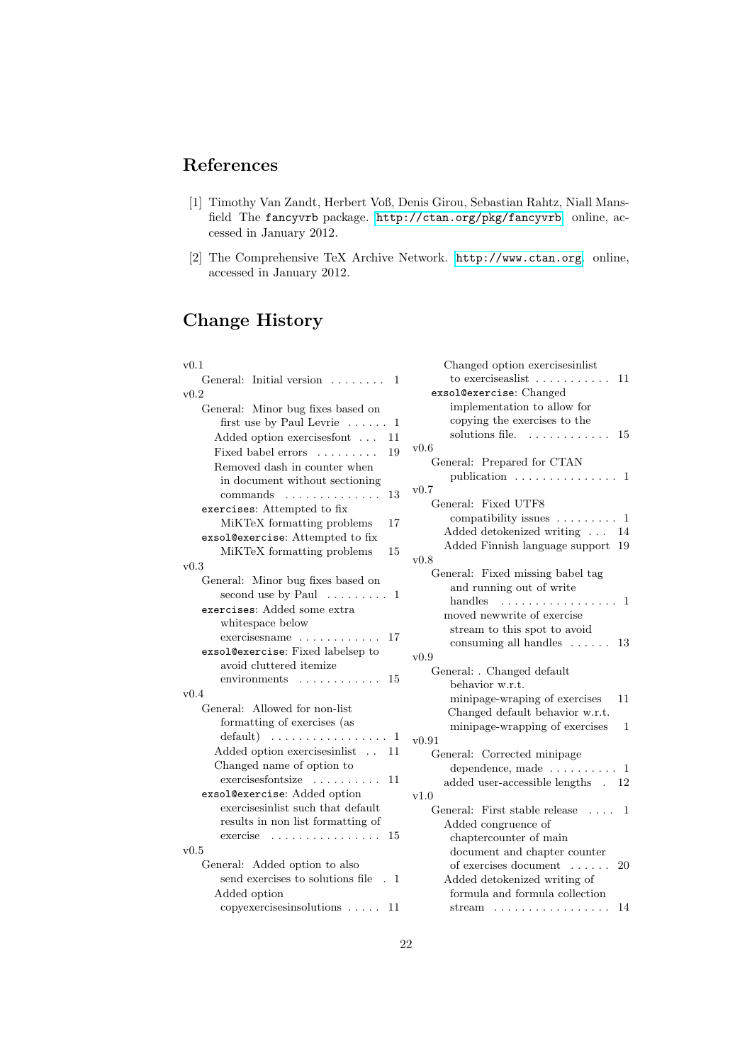## References

[1] Timothy Van Zandt, Herbert Voß, Denis Girou, Sebastian Rahtz, Niall Mansfield The `fancyvrb` package. http://ctan.org/pkg/fancyvrb, online, accessed in January 2012.

[2] The Comprehensive TeX Archive Network. http://www.ctan.org, online, accessed in January 2012.

## Change History

v0.1
- General: Initial version ........ 1

v0.2
- General: Minor bug fixes based on first use by Paul Levrie ...... 1
  - Added option exercisesfont ... 11
  - Fixed babel errors ......... 19
  - Removed dash in counter when in document without sectioning commands .............. 13
- `exercises`: Attempted to fix MiKTeX formatting problems 17
- `exsol@exercise`: Attempted to fix MiKTeX formatting problems 15

v0.3
- General: Minor bug fixes based on second use by Paul ......... 1
- `exercises`: Added some extra whitespace below exercisesname ............ 17
- `exsol@exercise`: Fixed labelsep to avoid cluttered itemize environments ............ 15

v0.4
- General: Allowed for non-list formatting of exercises (as default) ................. 1
  - Added option exercisesinlist .. 11
  - Changed name of option to exercisesfontsize .......... 11
- `exsol@exercise`: Added option exercisesinlist such that default results in non list formatting of exercise ................ 15

v0.5
- General: Added option to also send exercises to solutions file . 1
  - Added option copyexercisesinsolutions ..... 11
  - Changed option exercisesinlist to exerciseaslist ........... 11
- `exsol@exercise`: Changed implementation to allow for copying the exercises to the solutions file. ............ 15

v0.6
- General: Prepared for CTAN publication ............... 1

v0.7
- General: Fixed UTF8 compatibility issues ......... 1
  - Added detokenized writing ... 14
  - Added Finnish language support 19

v0.8
- General: Fixed missing babel tag and running out of write handles ................. 1
  - moved newwrite of exercise stream to this spot to avoid consuming all handles ...... 13

v0.9
- General: . Changed default behavior w.r.t. minipage-wraping of exercises 11
  - Changed default behavior w.r.t. minipage-wrapping of exercises 1

v0.91
- General: Corrected minipage dependence, made .......... 1
  - added user-accessible lengths . 12

v1.0
- General: First stable release .... 1
  - Added congruence of chaptercounter of main document and chapter counter of exercises document ...... 20
  - Added detokenized writing of formula and formula collection stream ................. 14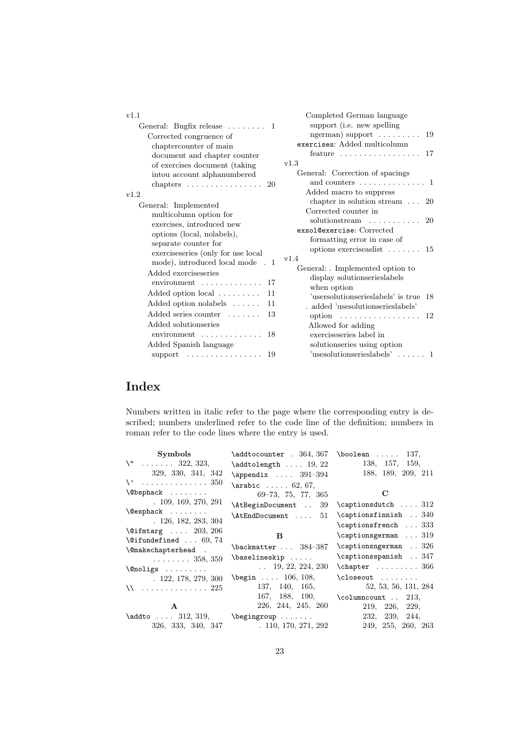v1.1

- General: Bugfix release . . . . . . . . 1
  - Corrected congruence of chaptercounter of main document and chapter counter of exercises document (taking intou account alphanumbered chapters . . . . . . . . . . . . . . . . 20

v1.2

- General: Implemented multicolumn option for exercises, introduced new options (local, nolabels), separate counter for exerciseseries (only for use local mode), introduced local mode . 1
  - Added exerciseseries environment . . . . . . . . . . . . . 17
  - Added option local . . . . . . . . . 11
  - Added option nolabels . . . . . . 11
  - Added series counter . . . . . . . 13
  - Added solutionseries environment . . . . . . . . . . . . . 18
  - Added Spanish language support . . . . . . . . . . . . . . . . 19
  - Completed German language support (i.e. new spelling ngerman) support . . . . . . . . . 19
- `exercises`: Added multicolumn feature . . . . . . . . . . . . . . . . 17

v1.3

- General: Correction of spacings and counters . . . . . . . . . . . . . . 1
  - Added macro to suppress chapter in solution stream . . . 20
  - Corrected counter in solutionstream . . . . . . . . . . . 20
- `exsol@exercise`: Corrected formatting error in case of options exerciseaslist . . . . . . . 15

v1.4

- General: . Implemented option to display solutionserieslabels when option 'usersolutionserieslabels' is true 18
  - . added 'usesolutionserieslabels' option . . . . . . . . . . . . . . . . . 12
  - Allowed for adding exerciseseries label in solutionseries using option 'usesolutionserieslabels' . . . . . . 1

# Index

Numbers written in italic refer to the page where the corresponding entry is described; numbers underlined refer to the code line of the definition; numbers in roman refer to the code lines where the entry is used.

**Symbols**

- `\"` . . . . . . . 322, 323, 329, 330, 341, 342
- `\'` . . . . . . . . . . . . . . 350
- `\@bsphack` . . . . . . . . 109, 169, 270, 291
- `\@esphack` . . . . . . . . 126, 182, 283, 304
- `\@ifmtarg` . . . . 203, 206
- `\@ifundefined` . . . 69, 74
- `\@makechapterhead` . . . . . . . . . 358, 359
- `\@noligs` . . . . . . . . . 122, 178, 279, 300
- `\\` . . . . . . . . . . . . . . 225

**A**

- `\addto` . . . . 312, 319, 326, 333, 340, 347
- `\addtocounter` . 364, 367
- `\addtolength` . . . . 19, 22
- `\appendix` . . . . 391–394
- `\arabic` . . . . . 62, 67, 69–73, 75, 77, 365
- `\AtBeginDocument` . . 39
- `\AtEndDocument` . . . . 51

**B**

- `\backmatter` . . . 384–387
- `\baselineskip` . . . . . . . 19, 22, 224, 230
- `\begin` . . . . 106, 108, 137, 140, 165, 167, 188, 190, 226, 244, 245, 260
- `\begingroup` . . . . . . . . 110, 170, 271, 292
- `\boolean` . . . . . 137, 138, 157, 159, 188, 189, 209, 211

**C**

- `\captionsdutch` . . . . 312
- `\captionsfinnish` . . 340
- `\captionsfrench` . . . 333
- `\captionsgerman` . . . 319
- `\captionsngerman` . . 326
- `\captionsspanish` . . 347
- `\chapter` . . . . . . . . . 366
- `\closeout` . . . . . . . . 52, 53, 56, 131, 284
- `\columncount` . . 213, 219, 226, 229, 232, 239, 244, 249, 255, 260, 263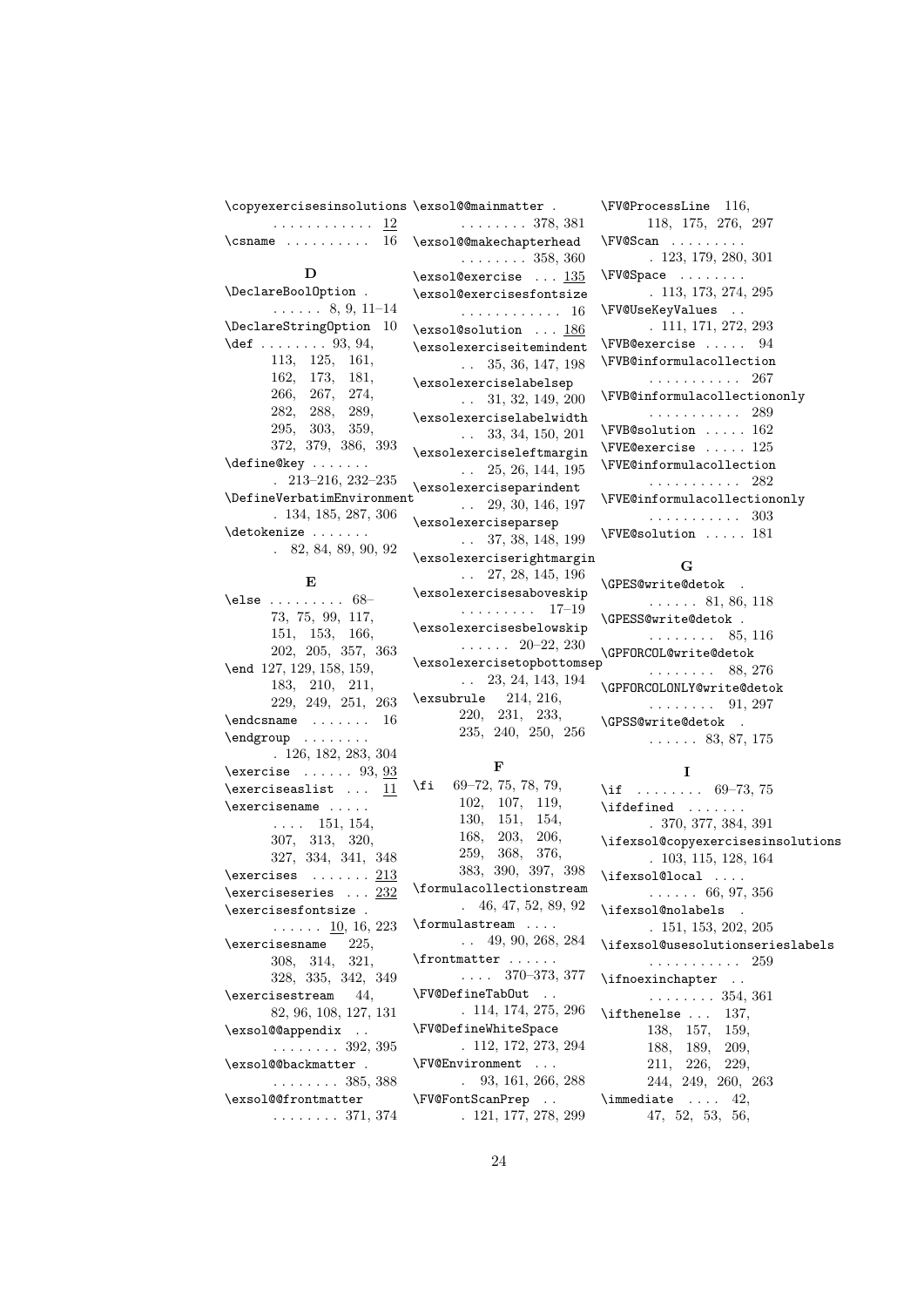\copyexercisesinsolutions . . . . . . . . . . . . 12
\csname . . . . . . . . . . 16

**D**

\DeclareBoolOption . . . . . . . 8, 9, 11–14
\DeclareStringOption 10
\def . . . . . . . . 93, 94, 113, 125, 161, 162, 173, 181, 266, 267, 274, 282, 288, 289, 295, 303, 359, 372, 379, 386, 393
\define@key . . . . . . . . 213–216, 232–235
\DefineVerbatimEnvironment . 134, 185, 287, 306
\detokenize . . . . . . . . 82, 84, 89, 90, 92

**E**

\else . . . . . . . . . 68–73, 75, 99, 117, 151, 153, 166, 202, 205, 357, 363
\end 127, 129, 158, 159, 183, 210, 211, 229, 249, 251, 263
\endcsname . . . . . . . 16
\endgroup . . . . . . . . 126, 182, 283, 304
\exercise . . . . . . 93, 93
\exerciseaslist . . . 11
\exercisename . . . . . . . . . 151, 154, 307, 313, 320, 327, 334, 341, 348
\exercises . . . . . . . 213
\exerciseseries . . . 232
\exercisesfontsize . . . . . . . 10, 16, 223
\exercisesname 225, 308, 314, 321, 328, 335, 342, 349
\exercisestream 44, 82, 96, 108, 127, 131
\exsol@@appendix . . . . . . . . . . 392, 395
\exsol@@backmatter . . . . . . . . . 385, 388
\exsol@@frontmatter . . . . . . . . 371, 374
\exsol@@mainmatter . . . . . . . . . 378, 381
\exsol@@makechapterhead . . . . . . . . 358, 360
\exsol@exercise . . . 135
\exsol@exercisesfontsize . . . . . . . . . . . . 16
\exsol@solution . . . 186
\exsolexerciseitemindent . . 35, 36, 147, 198
\exsolexerciselabelsep . . 31, 32, 149, 200
\exsolexerciselabelwidth . . 33, 34, 150, 201
\exsolexerciseleftmargin . . 25, 26, 144, 195
\exsolexerciseparindent . . 29, 30, 146, 197
\exsolexerciseparsep . . 37, 38, 148, 199
\exsolexerciserightmargin . . 27, 28, 145, 196
\exsolexercisesaboveskip . . . . . . . . . 17–19
\exsolexercisesbelowskip . . . . . . 20–22, 230
\exsolexercisetopbottomsep . . 23, 24, 143, 194
\exsubrule 214, 216, 220, 231, 233, 235, 240, 250, 256

**F**

\fi 69–72, 75, 78, 79, 102, 107, 119, 130, 151, 154, 168, 203, 206, 259, 368, 376, 383, 390, 397, 398
\formulacollectionstream . 46, 47, 52, 89, 92
\formulastream . . . . . . 49, 90, 268, 284
\frontmatter . . . . . . . . . . 370–373, 377
\FV@DefineTabOut . . . 114, 174, 275, 296
\FV@DefineWhiteSpace . 112, 172, 273, 294
\FV@Environment . . . . 93, 161, 266, 288
\FV@FontScanPrep . . . 121, 177, 278, 299
\FV@ProcessLine 116, 118, 175, 276, 297
\FV@Scan . . . . . . . . . 123, 179, 280, 301
\FV@Space . . . . . . . . 113, 173, 274, 295
\FV@UseKeyValues . . . 111, 171, 272, 293
\FVB@exercise . . . . . 94
\FVB@informulacollection . . . . . . . . . . . 267
\FVB@informulacollectiononly . . . . . . . . . . . 289
\FVB@solution . . . . . 162
\FVE@exercise . . . . . 125
\FVE@informulacollection . . . . . . . . . . . 282
\FVE@informulacollectiononly . . . . . . . . . . . 303
\FVE@solution . . . . . 181

**G**

\GPES@write@detok . . . . . . . 81, 86, 118
\GPESS@write@detok . . . . . . . . . 85, 116
\GPFORCOL@write@detok . . . . . . . . 88, 276
\GPFORCOLONLY@write@detok . . . . . . . . 91, 297
\GPSS@write@detok . . . . . . . 83, 87, 175

**I**

\if . . . . . . . . 69–73, 75
\ifdefined . . . . . . . 370, 377, 384, 391
\ifexsol@copyexercisesinsolutions . 103, 115, 128, 164
\ifexsol@local . . . . . . . . . . 66, 97, 356
\ifexsol@nolabels . . 151, 153, 202, 205
\ifexsol@usesolutionserieslabels . . . . . . . . . . . 259
\ifnoexinchapter . . . . . . . . . . 354, 361
\ifthenelse . . . 137, 138, 157, 159, 188, 189, 209, 211, 226, 229, 244, 249, 260, 263
\immediate . . . . 42, 47, 52, 53, 56,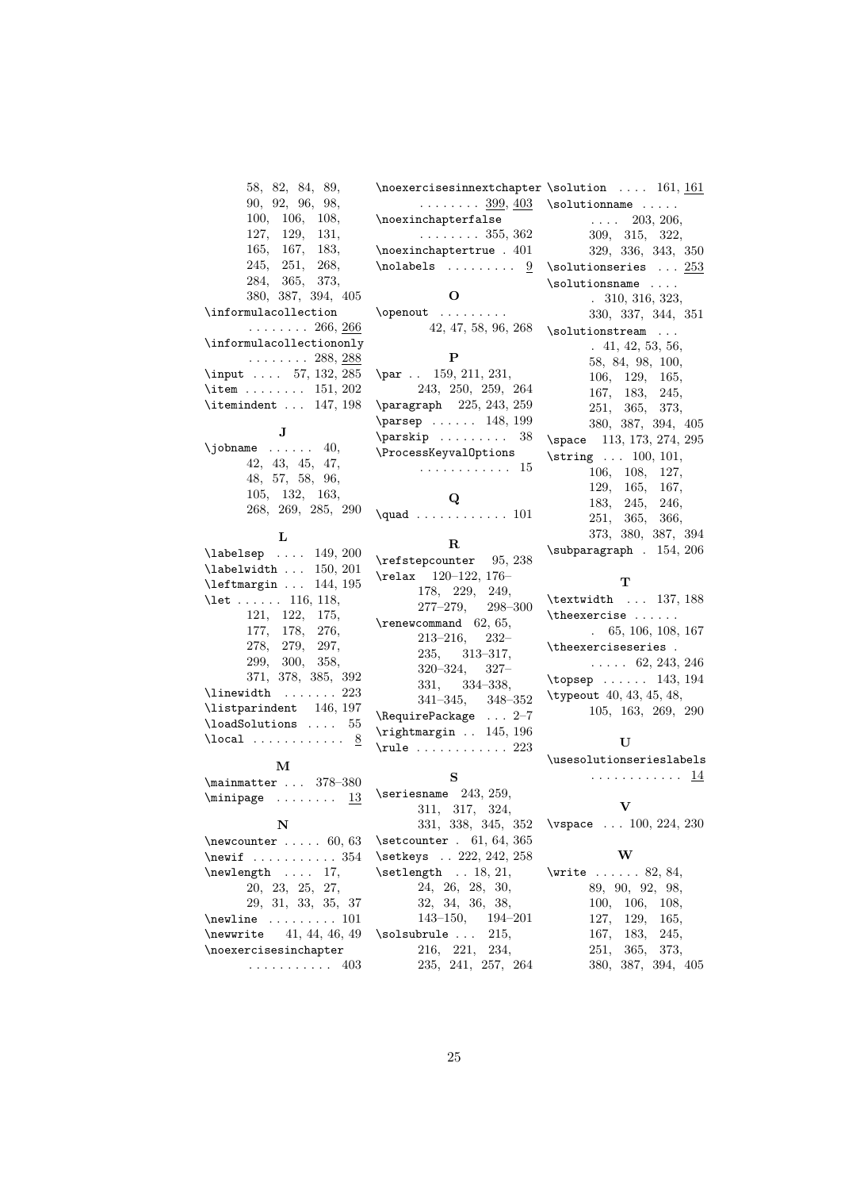58, 82, 84, 89, 90, 92, 96, 98, 100, 106, 108, 127, 129, 131, 165, 167, 183, 245, 251, 268, 284, 365, 373, 380, 387, 394, 405

\informulacollection . . . . . . . . 266, 266

\informulacollectiononly . . . . . . . . 288, 288

\input . . . . 57, 132, 285

\item . . . . . . . . 151, 202

\itemindent . . . 147, 198

**J**

\jobname . . . . . . 40, 42, 43, 45, 47, 48, 57, 58, 96, 105, 132, 163, 268, 269, 285, 290

**L**

\labelsep . . . . 149, 200

\labelwidth . . . 150, 201

\leftmargin . . . 144, 195

\let . . . . . . 116, 118, 121, 122, 175, 177, 178, 276, 278, 279, 297, 299, 300, 358, 371, 378, 385, 392

\linewidth . . . . . . . 223

\listparindent 146, 197

\loadSolutions . . . . 55

\local . . . . . . . . . . . . 8

**M**

\mainmatter . . . 378–380

\minipage . . . . . . . . 13

**N**

\newcounter . . . . . 60, 63

\newif . . . . . . . . . . . 354

\newlength . . . . 17, 20, 23, 25, 27, 29, 31, 33, 35, 37

\newline . . . . . . . . . 101

\newwrite 41, 44, 46, 49

\noexercisesinchapter . . . . . . . . . . . 403

\noexercisesinnextchapter . . . . . . . . 399, 403

\noexinchapterfalse . . . . . . . . 355, 362

\noexinchaptertrue . 401

\nolabels . . . . . . . . . 9

**O**

\openout . . . . . . . . . 42, 47, 58, 96, 268

**P**

\par . . 159, 211, 231, 243, 250, 259, 264

\paragraph 225, 243, 259

\parsep . . . . . . 148, 199

\parskip . . . . . . . . . 38

\ProcessKeyvalOptions . . . . . . . . . . . . 15

**Q**

\quad . . . . . . . . . . . . 101

**R**

\refstepcounter 95, 238

\relax 120–122, 176–178, 229, 249, 277–279, 298–300

\renewcommand 62, 65, 213–216, 232–235, 313–317, 320–324, 327–331, 334–338, 341–345, 348–352

\RequirePackage . . . 2–7

\rightmargin . . 145, 196

\rule . . . . . . . . . . . . 223

**S**

\seriesname 243, 259, 311, 317, 324, 331, 338, 345, 352

\setcounter . 61, 64, 365

\setkeys . . 222, 242, 258

\setlength . . 18, 21, 24, 26, 28, 30, 32, 34, 36, 38, 143–150, 194–201

\solsubrule . . . 215, 216, 221, 234, 235, 241, 257, 264

\solution . . . . 161, 161

\solutionname . . . . . . . . . 203, 206, 309, 315, 322, 329, 336, 343, 350

\solutionseries . . . 253

\solutionsname . . . . . 310, 316, 323, 330, 337, 344, 351

\solutionstream . . . . 41, 42, 53, 56, 58, 84, 98, 100, 106, 129, 165, 167, 183, 245, 251, 365, 373, 380, 387, 394, 405

\space 113, 173, 274, 295

\string . . . 100, 101, 106, 108, 127, 129, 165, 167, 183, 245, 246, 251, 365, 366, 373, 380, 387, 394

\subparagraph . 154, 206

**T**

\textwidth . . . 137, 188

\theexercise . . . . . . . 65, 106, 108, 167

\theexerciseseries . . . . . . 62, 243, 246

\topsep . . . . . . 143, 194

\typeout 40, 43, 45, 48, 105, 163, 269, 290

**U**

\usesolutionserieslabels . . . . . . . . . . . . 14

**V**

\vspace . . . 100, 224, 230

**W**

\write . . . . . . 82, 84, 89, 90, 92, 98, 100, 106, 108, 127, 129, 165, 167, 183, 245, 251, 365, 373, 380, 387, 394, 405